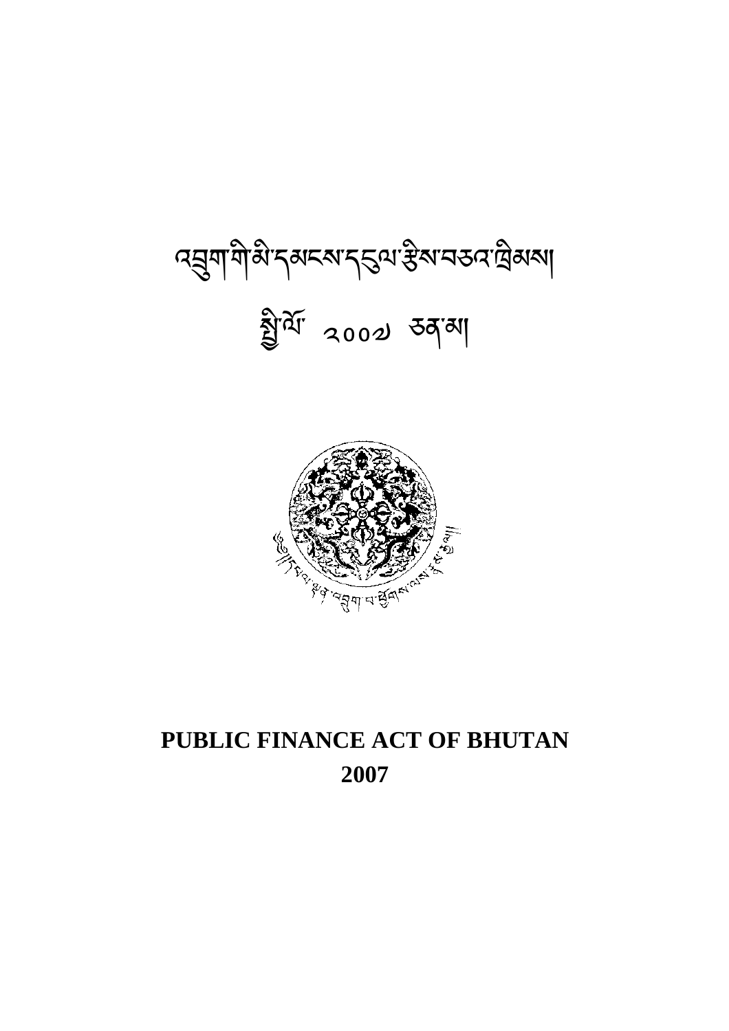# འབྲུག་གི་མི་དམངས་དངུལ་རྩིས་བཅའ་ཁྲིམས།

## སྤྱི་ལོ་ ༢༠༠༧ ཅན་མ།

# PUBLIC FINANCE ACT OF BHUTAN

## 2007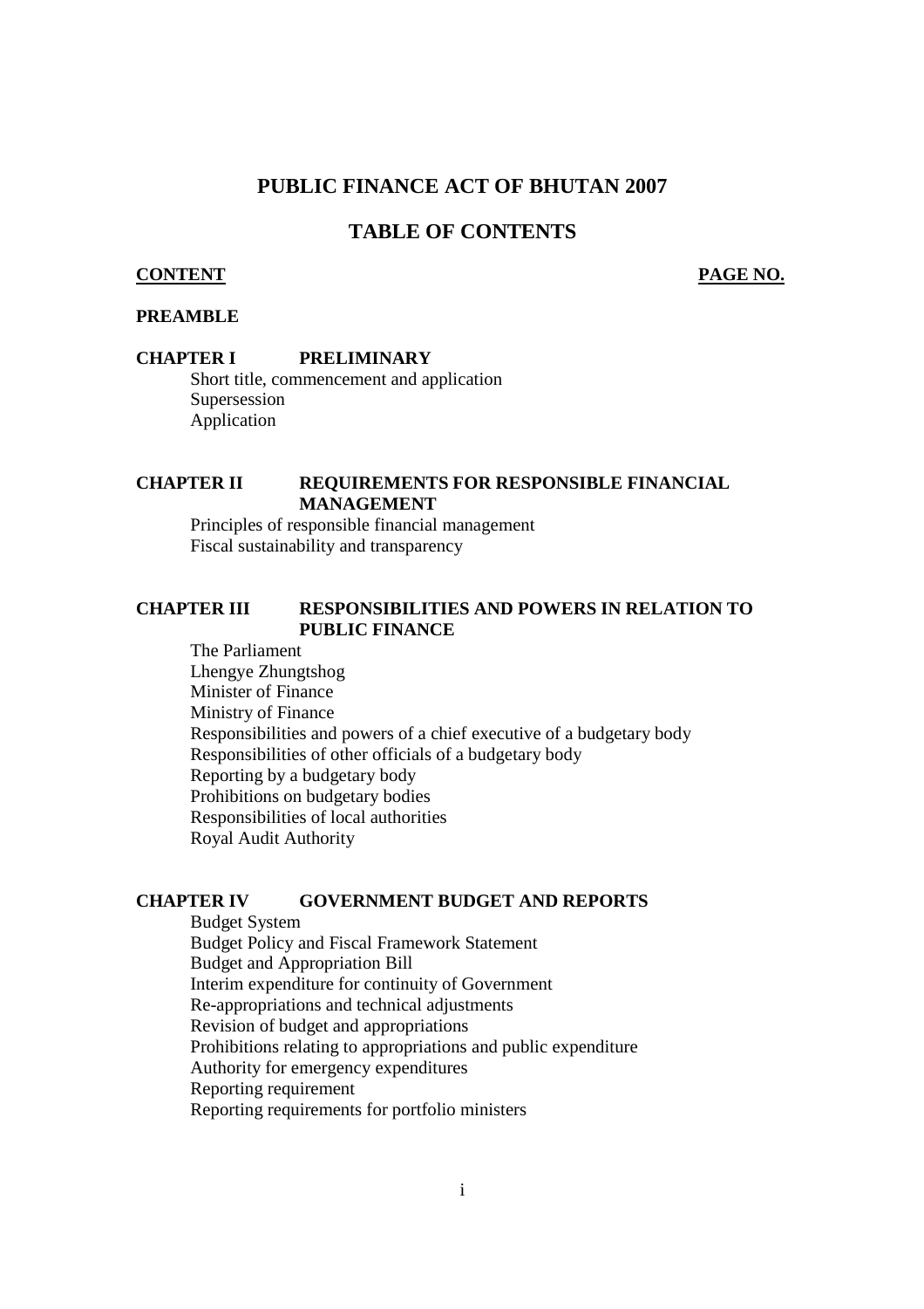# PUBLIC FINANCE ACT OF BHUTAN 2007

## TABLE OF CONTENTS

**CONTENT** **PAGE NO.**

**PREAMBLE**

**CHAPTER I PRELIMINARY**

Short title, commencement and application
Supersession
Application

**CHAPTER II REQUIREMENTS FOR RESPONSIBLE FINANCIAL MANAGEMENT**

Principles of responsible financial management
Fiscal sustainability and transparency

**CHAPTER III RESPONSIBILITIES AND POWERS IN RELATION TO PUBLIC FINANCE**

The Parliament
Lhengye Zhungtshog
Minister of Finance
Ministry of Finance
Responsibilities and powers of a chief executive of a budgetary body
Responsibilities of other officials of a budgetary body
Reporting by a budgetary body
Prohibitions on budgetary bodies
Responsibilities of local authorities
Royal Audit Authority

**CHAPTER IV GOVERNMENT BUDGET AND REPORTS**

Budget System
Budget Policy and Fiscal Framework Statement
Budget and Appropriation Bill
Interim expenditure for continuity of Government
Re-appropriations and technical adjustments
Revision of budget and appropriations
Prohibitions relating to appropriations and public expenditure
Authority for emergency expenditures
Reporting requirement
Reporting requirements for portfolio ministers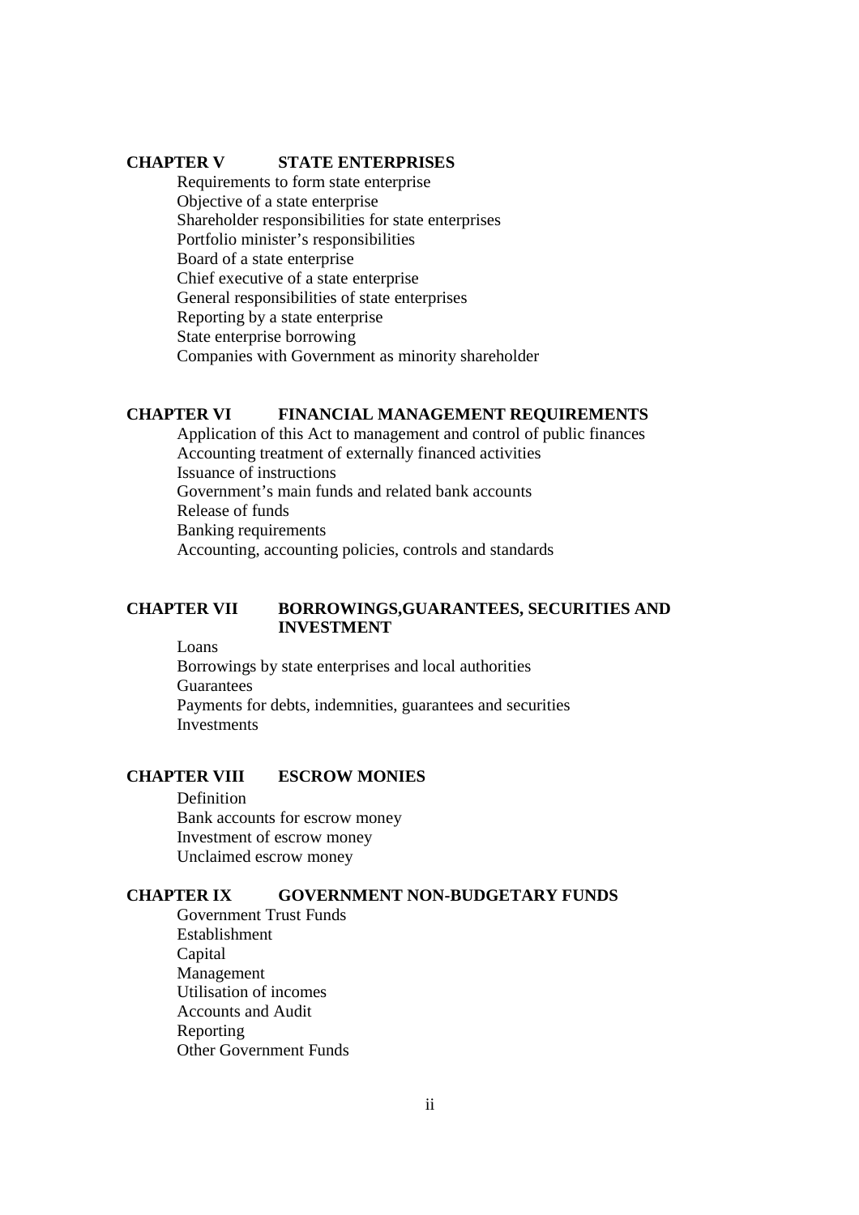## CHAPTER V STATE ENTERPRISES

Requirements to form state enterprise
Objective of a state enterprise
Shareholder responsibilities for state enterprises
Portfolio minister's responsibilities
Board of a state enterprise
Chief executive of a state enterprise
General responsibilities of state enterprises
Reporting by a state enterprise
State enterprise borrowing
Companies with Government as minority shareholder

## CHAPTER VI FINANCIAL MANAGEMENT REQUIREMENTS

Application of this Act to management and control of public finances
Accounting treatment of externally financed activities
Issuance of instructions
Government's main funds and related bank accounts
Release of funds
Banking requirements
Accounting, accounting policies, controls and standards

## CHAPTER VII BORROWINGS,GUARANTEES, SECURITIES AND INVESTMENT

Loans
Borrowings by state enterprises and local authorities
Guarantees
Payments for debts, indemnities, guarantees and securities
Investments

## CHAPTER VIII ESCROW MONIES

Definition
Bank accounts for escrow money
Investment of escrow money
Unclaimed escrow money

## CHAPTER IX GOVERNMENT NON-BUDGETARY FUNDS

Government Trust Funds
Establishment
Capital
Management
Utilisation of incomes
Accounts and Audit
Reporting
Other Government Funds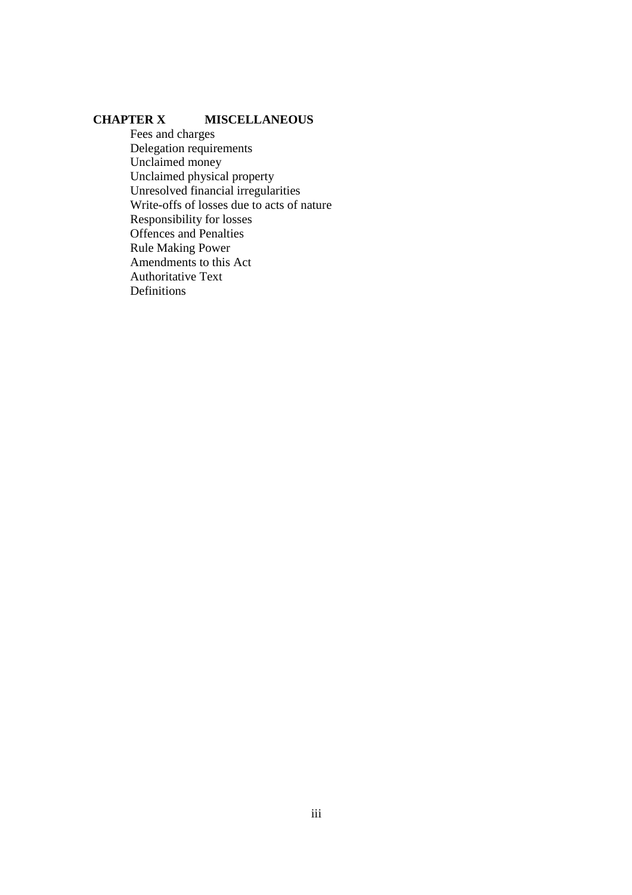**CHAPTER X MISCELLANEOUS**

Fees and charges
Delegation requirements
Unclaimed money
Unclaimed physical property
Unresolved financial irregularities
Write-offs of losses due to acts of nature
Responsibility for losses
Offences and Penalties
Rule Making Power
Amendments to this Act
Authoritative Text
Definitions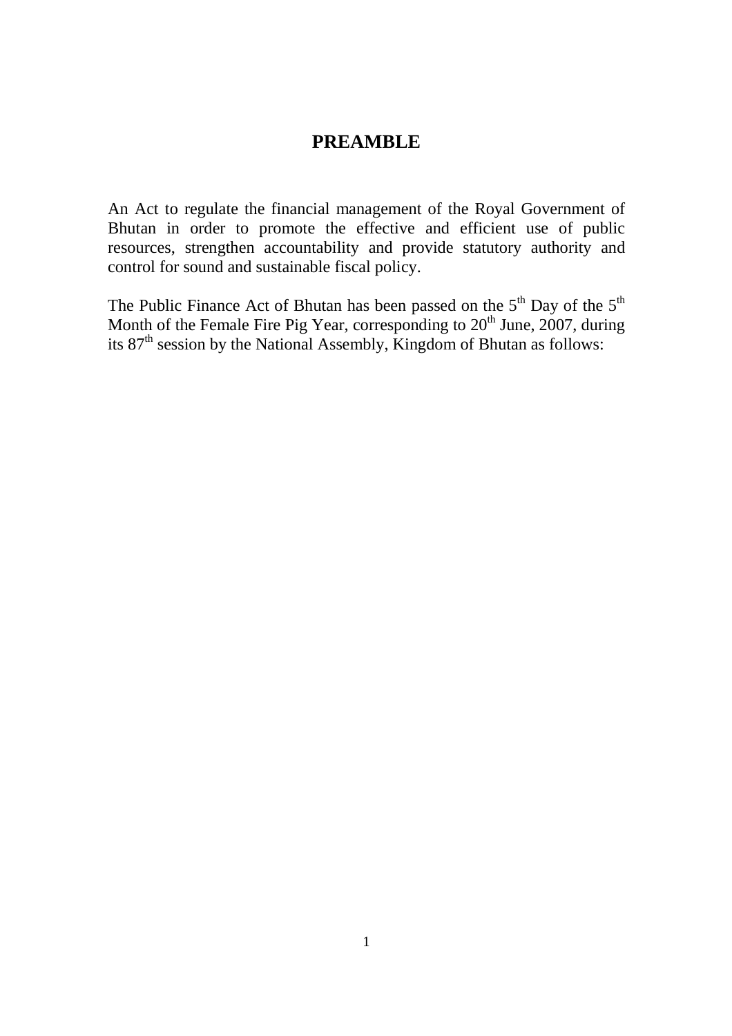# PREAMBLE

An Act to regulate the financial management of the Royal Government of Bhutan in order to promote the effective and efficient use of public resources, strengthen accountability and provide statutory authority and control for sound and sustainable fiscal policy.

The Public Finance Act of Bhutan has been passed on the 5th Day of the 5th Month of the Female Fire Pig Year, corresponding to 20th June, 2007, during its 87th session by the National Assembly, Kingdom of Bhutan as follows: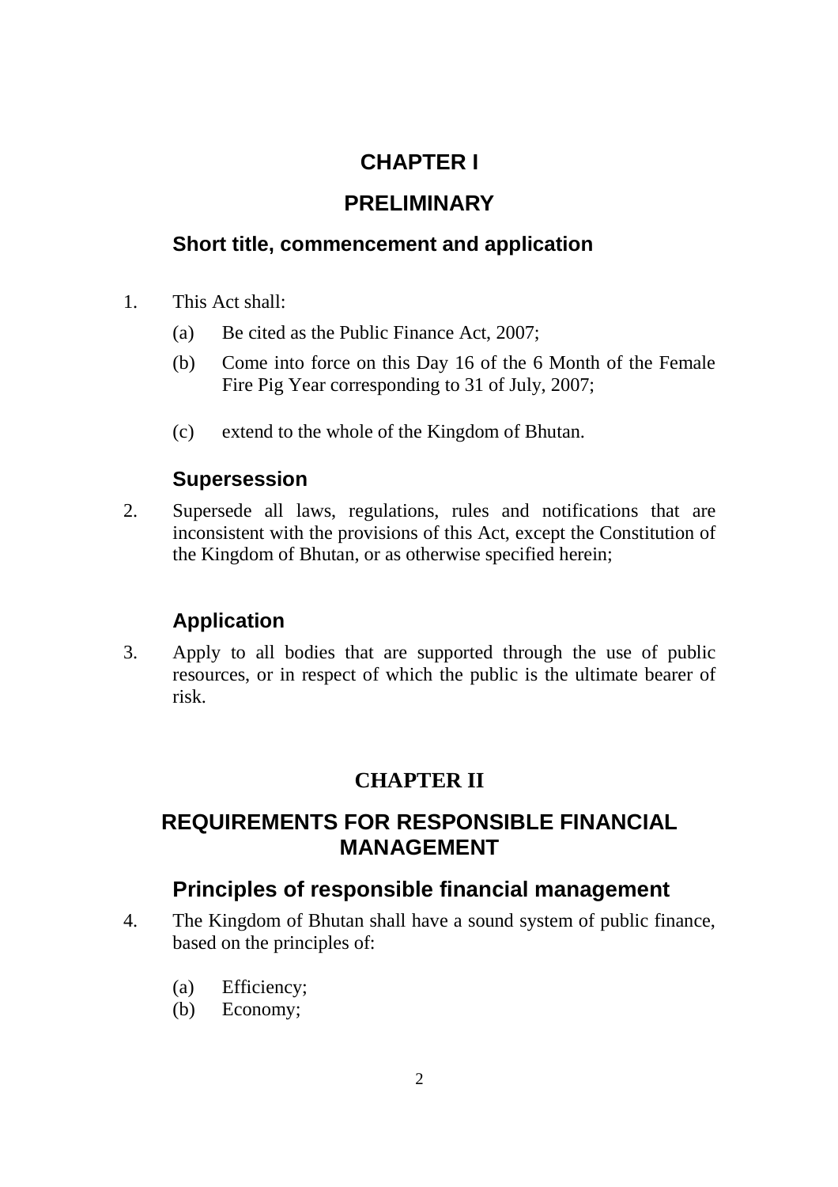# CHAPTER I

# PRELIMINARY

## Short title, commencement and application

1. This Act shall:

   (a) Be cited as the Public Finance Act, 2007;

   (b) Come into force on this Day 16 of the 6 Month of the Female Fire Pig Year corresponding to 31 of July, 2007;

   (c) extend to the whole of the Kingdom of Bhutan.

## Supersession

2. Supersede all laws, regulations, rules and notifications that are inconsistent with the provisions of this Act, except the Constitution of the Kingdom of Bhutan, or as otherwise specified herein;

## Application

3. Apply to all bodies that are supported through the use of public resources, or in respect of which the public is the ultimate bearer of risk.

# CHAPTER II

# REQUIREMENTS FOR RESPONSIBLE FINANCIAL MANAGEMENT

## Principles of responsible financial management

4. The Kingdom of Bhutan shall have a sound system of public finance, based on the principles of:

   (a) Efficiency;
   (b) Economy;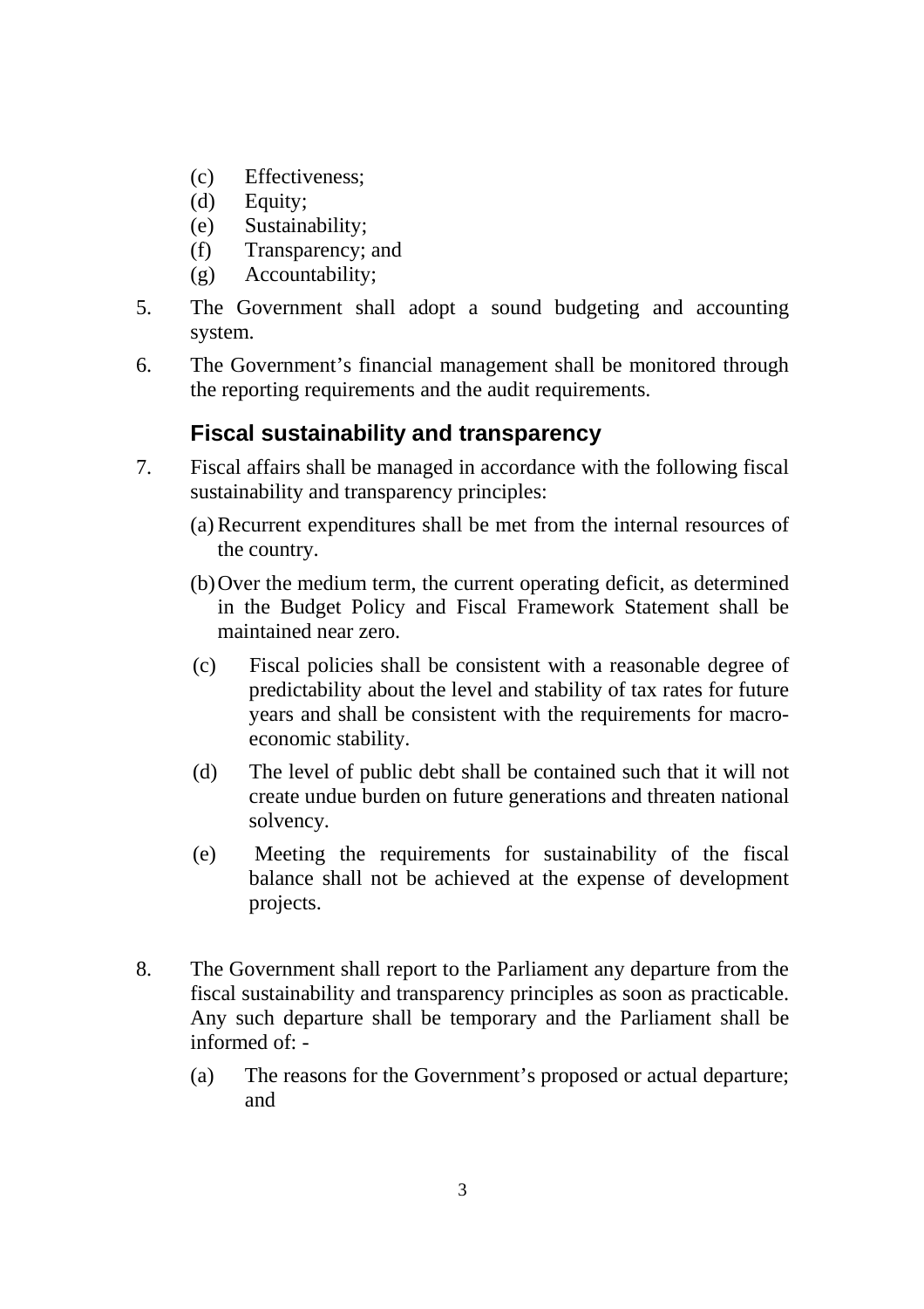(c) Effectiveness;  
(d) Equity;  
(e) Sustainability;  
(f) Transparency; and  
(g) Accountability;

5. The Government shall adopt a sound budgeting and accounting system.

6. The Government's financial management shall be monitored through the reporting requirements and the audit requirements.

## Fiscal sustainability and transparency

7. Fiscal affairs shall be managed in accordance with the following fiscal sustainability and transparency principles:

   (a) Recurrent expenditures shall be met from the internal resources of the country.

   (b) Over the medium term, the current operating deficit, as determined in the Budget Policy and Fiscal Framework Statement shall be maintained near zero.

   (c) Fiscal policies shall be consistent with a reasonable degree of predictability about the level and stability of tax rates for future years and shall be consistent with the requirements for macro-economic stability.

   (d) The level of public debt shall be contained such that it will not create undue burden on future generations and threaten national solvency.

   (e) Meeting the requirements for sustainability of the fiscal balance shall not be achieved at the expense of development projects.

8. The Government shall report to the Parliament any departure from the fiscal sustainability and transparency principles as soon as practicable. Any such departure shall be temporary and the Parliament shall be informed of: -

   (a) The reasons for the Government's proposed or actual departure; and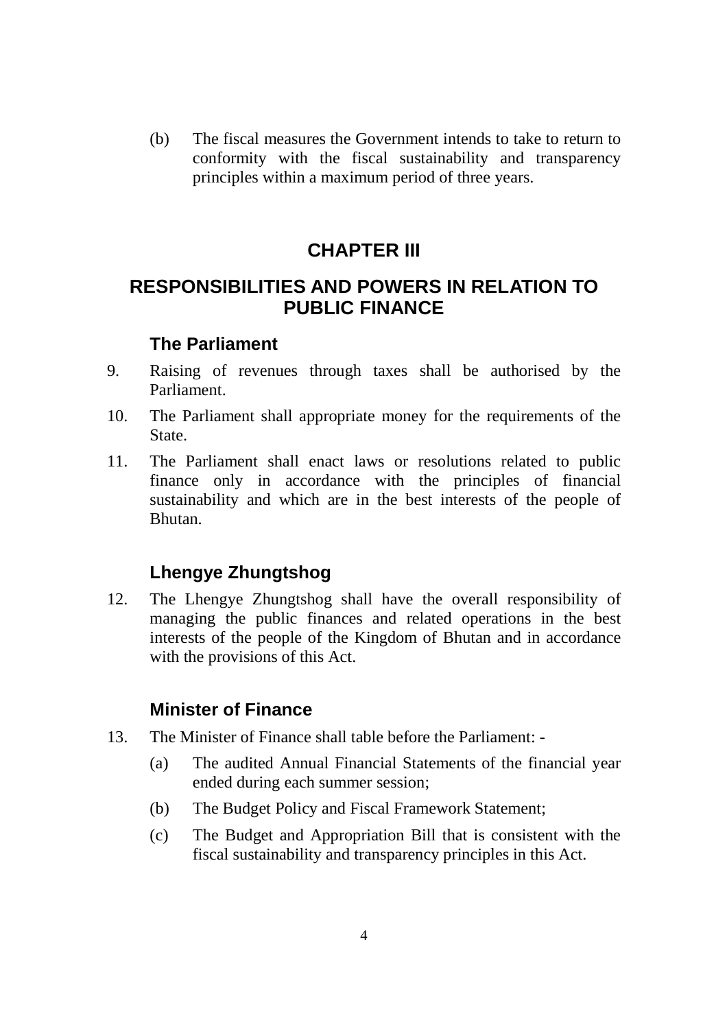(b) The fiscal measures the Government intends to take to return to conformity with the fiscal sustainability and transparency principles within a maximum period of three years.

## CHAPTER III

## RESPONSIBILITIES AND POWERS IN RELATION TO PUBLIC FINANCE

### The Parliament

9. Raising of revenues through taxes shall be authorised by the Parliament.
10. The Parliament shall appropriate money for the requirements of the State.
11. The Parliament shall enact laws or resolutions related to public finance only in accordance with the principles of financial sustainability and which are in the best interests of the people of Bhutan.

### Lhengye Zhungtshog

12. The Lhengye Zhungtshog shall have the overall responsibility of managing the public finances and related operations in the best interests of the people of the Kingdom of Bhutan and in accordance with the provisions of this Act.

### Minister of Finance

13. The Minister of Finance shall table before the Parliament: -

    (a) The audited Annual Financial Statements of the financial year ended during each summer session;

    (b) The Budget Policy and Fiscal Framework Statement;

    (c) The Budget and Appropriation Bill that is consistent with the fiscal sustainability and transparency principles in this Act.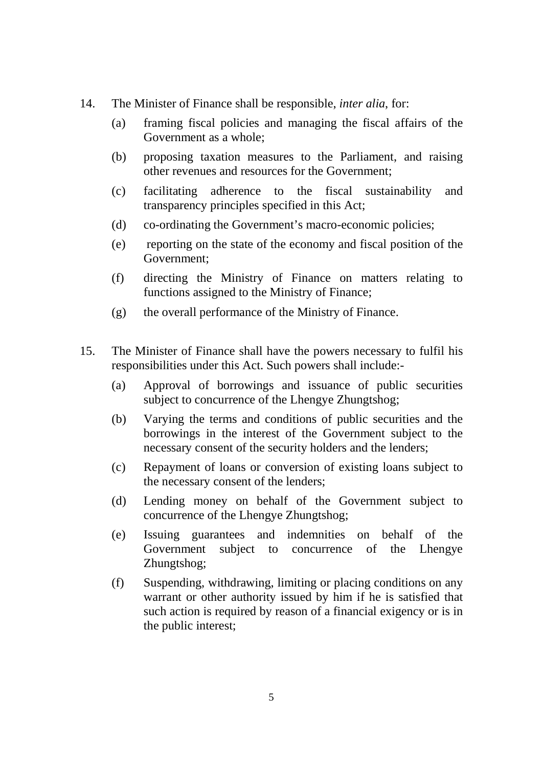14. The Minister of Finance shall be responsible, *inter alia*, for:

    (a) framing fiscal policies and managing the fiscal affairs of the Government as a whole;

    (b) proposing taxation measures to the Parliament, and raising other revenues and resources for the Government;

    (c) facilitating adherence to the fiscal sustainability and transparency principles specified in this Act;

    (d) co-ordinating the Government's macro-economic policies;

    (e) reporting on the state of the economy and fiscal position of the Government;

    (f) directing the Ministry of Finance on matters relating to functions assigned to the Ministry of Finance;

    (g) the overall performance of the Ministry of Finance.

15. The Minister of Finance shall have the powers necessary to fulfil his responsibilities under this Act. Such powers shall include:-

    (a) Approval of borrowings and issuance of public securities subject to concurrence of the Lhengye Zhungtshog;

    (b) Varying the terms and conditions of public securities and the borrowings in the interest of the Government subject to the necessary consent of the security holders and the lenders;

    (c) Repayment of loans or conversion of existing loans subject to the necessary consent of the lenders;

    (d) Lending money on behalf of the Government subject to concurrence of the Lhengye Zhungtshog;

    (e) Issuing guarantees and indemnities on behalf of the Government subject to concurrence of the Lhengye Zhungtshog;

    (f) Suspending, withdrawing, limiting or placing conditions on any warrant or other authority issued by him if he is satisfied that such action is required by reason of a financial exigency or is in the public interest;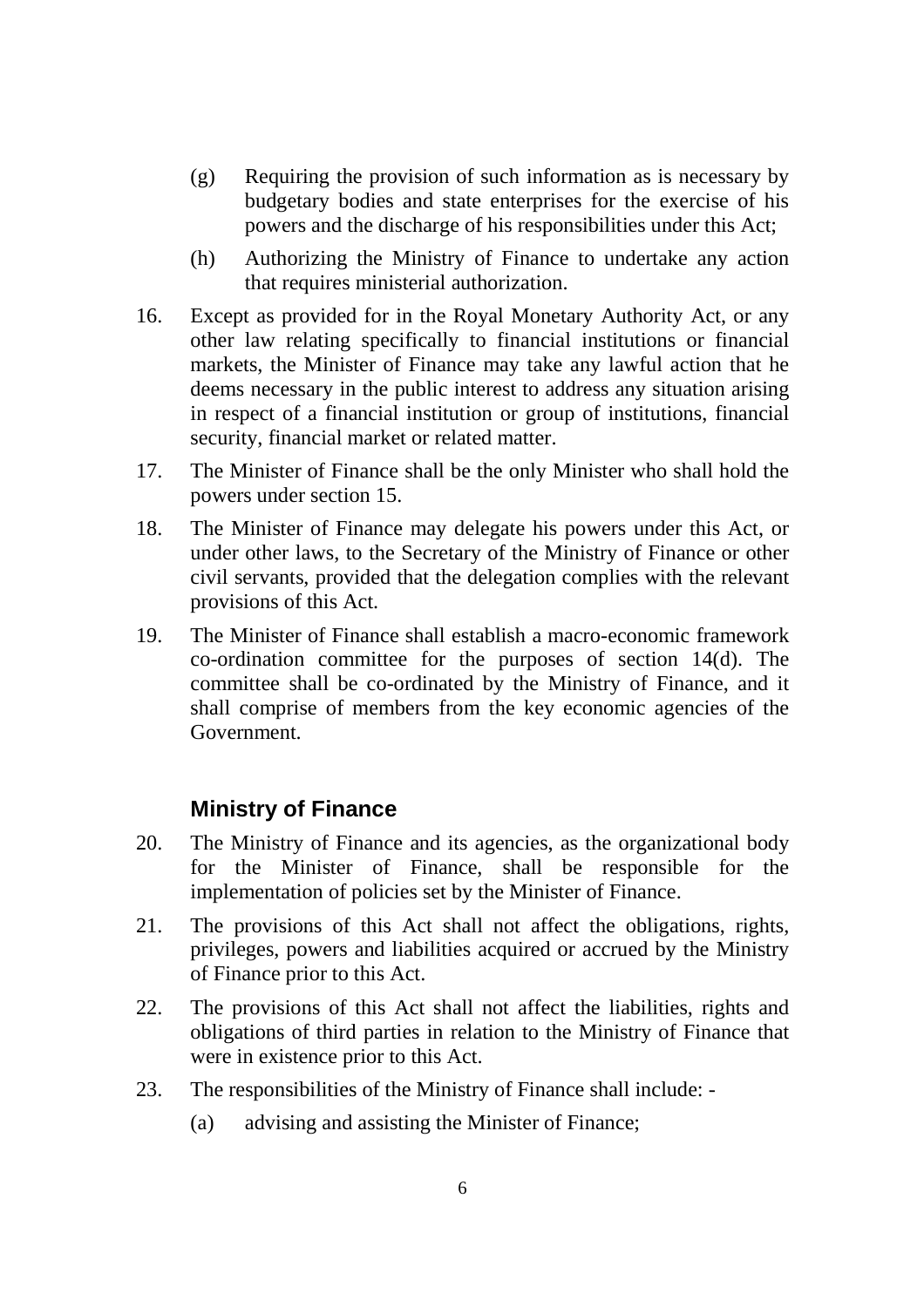(g) Requiring the provision of such information as is necessary by budgetary bodies and state enterprises for the exercise of his powers and the discharge of his responsibilities under this Act;

(h) Authorizing the Ministry of Finance to undertake any action that requires ministerial authorization.

16. Except as provided for in the Royal Monetary Authority Act, or any other law relating specifically to financial institutions or financial markets, the Minister of Finance may take any lawful action that he deems necessary in the public interest to address any situation arising in respect of a financial institution or group of institutions, financial security, financial market or related matter.

17. The Minister of Finance shall be the only Minister who shall hold the powers under section 15.

18. The Minister of Finance may delegate his powers under this Act, or under other laws, to the Secretary of the Ministry of Finance or other civil servants, provided that the delegation complies with the relevant provisions of this Act.

19. The Minister of Finance shall establish a macro-economic framework co-ordination committee for the purposes of section 14(d). The committee shall be co-ordinated by the Ministry of Finance, and it shall comprise of members from the key economic agencies of the Government.

## Ministry of Finance

20. The Ministry of Finance and its agencies, as the organizational body for the Minister of Finance, shall be responsible for the implementation of policies set by the Minister of Finance.

21. The provisions of this Act shall not affect the obligations, rights, privileges, powers and liabilities acquired or accrued by the Ministry of Finance prior to this Act.

22. The provisions of this Act shall not affect the liabilities, rights and obligations of third parties in relation to the Ministry of Finance that were in existence prior to this Act.

23. The responsibilities of the Ministry of Finance shall include: -

(a) advising and assisting the Minister of Finance;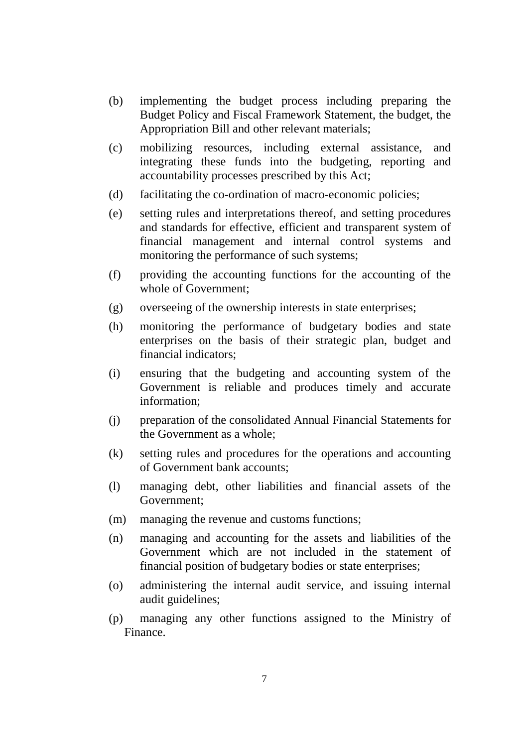(b) implementing the budget process including preparing the Budget Policy and Fiscal Framework Statement, the budget, the Appropriation Bill and other relevant materials;

(c) mobilizing resources, including external assistance, and integrating these funds into the budgeting, reporting and accountability processes prescribed by this Act;

(d) facilitating the co-ordination of macro-economic policies;

(e) setting rules and interpretations thereof, and setting procedures and standards for effective, efficient and transparent system of financial management and internal control systems and monitoring the performance of such systems;

(f) providing the accounting functions for the accounting of the whole of Government;

(g) overseeing of the ownership interests in state enterprises;

(h) monitoring the performance of budgetary bodies and state enterprises on the basis of their strategic plan, budget and financial indicators;

(i) ensuring that the budgeting and accounting system of the Government is reliable and produces timely and accurate information;

(j) preparation of the consolidated Annual Financial Statements for the Government as a whole;

(k) setting rules and procedures for the operations and accounting of Government bank accounts;

(l) managing debt, other liabilities and financial assets of the Government;

(m) managing the revenue and customs functions;

(n) managing and accounting for the assets and liabilities of the Government which are not included in the statement of financial position of budgetary bodies or state enterprises;

(o) administering the internal audit service, and issuing internal audit guidelines;

(p) managing any other functions assigned to the Ministry of Finance.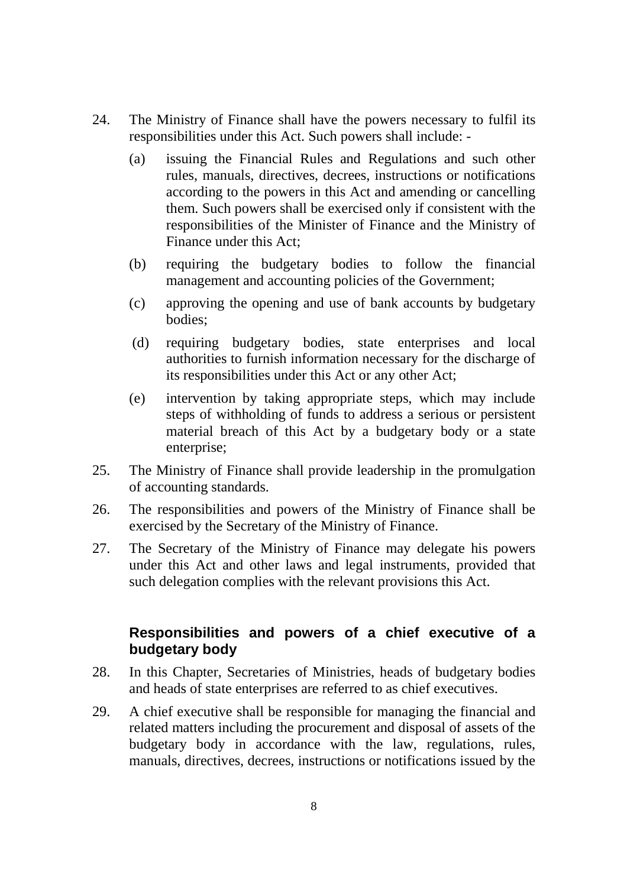24. The Ministry of Finance shall have the powers necessary to fulfil its responsibilities under this Act. Such powers shall include: -

    (a) issuing the Financial Rules and Regulations and such other rules, manuals, directives, decrees, instructions or notifications according to the powers in this Act and amending or cancelling them. Such powers shall be exercised only if consistent with the responsibilities of the Minister of Finance and the Ministry of Finance under this Act;

    (b) requiring the budgetary bodies to follow the financial management and accounting policies of the Government;

    (c) approving the opening and use of bank accounts by budgetary bodies;

    (d) requiring budgetary bodies, state enterprises and local authorities to furnish information necessary for the discharge of its responsibilities under this Act or any other Act;

    (e) intervention by taking appropriate steps, which may include steps of withholding of funds to address a serious or persistent material breach of this Act by a budgetary body or a state enterprise;

25. The Ministry of Finance shall provide leadership in the promulgation of accounting standards.

26. The responsibilities and powers of the Ministry of Finance shall be exercised by the Secretary of the Ministry of Finance.

27. The Secretary of the Ministry of Finance may delegate his powers under this Act and other laws and legal instruments, provided that such delegation complies with the relevant provisions this Act.

### Responsibilities and powers of a chief executive of a budgetary body

28. In this Chapter, Secretaries of Ministries, heads of budgetary bodies and heads of state enterprises are referred to as chief executives.

29. A chief executive shall be responsible for managing the financial and related matters including the procurement and disposal of assets of the budgetary body in accordance with the law, regulations, rules, manuals, directives, decrees, instructions or notifications issued by the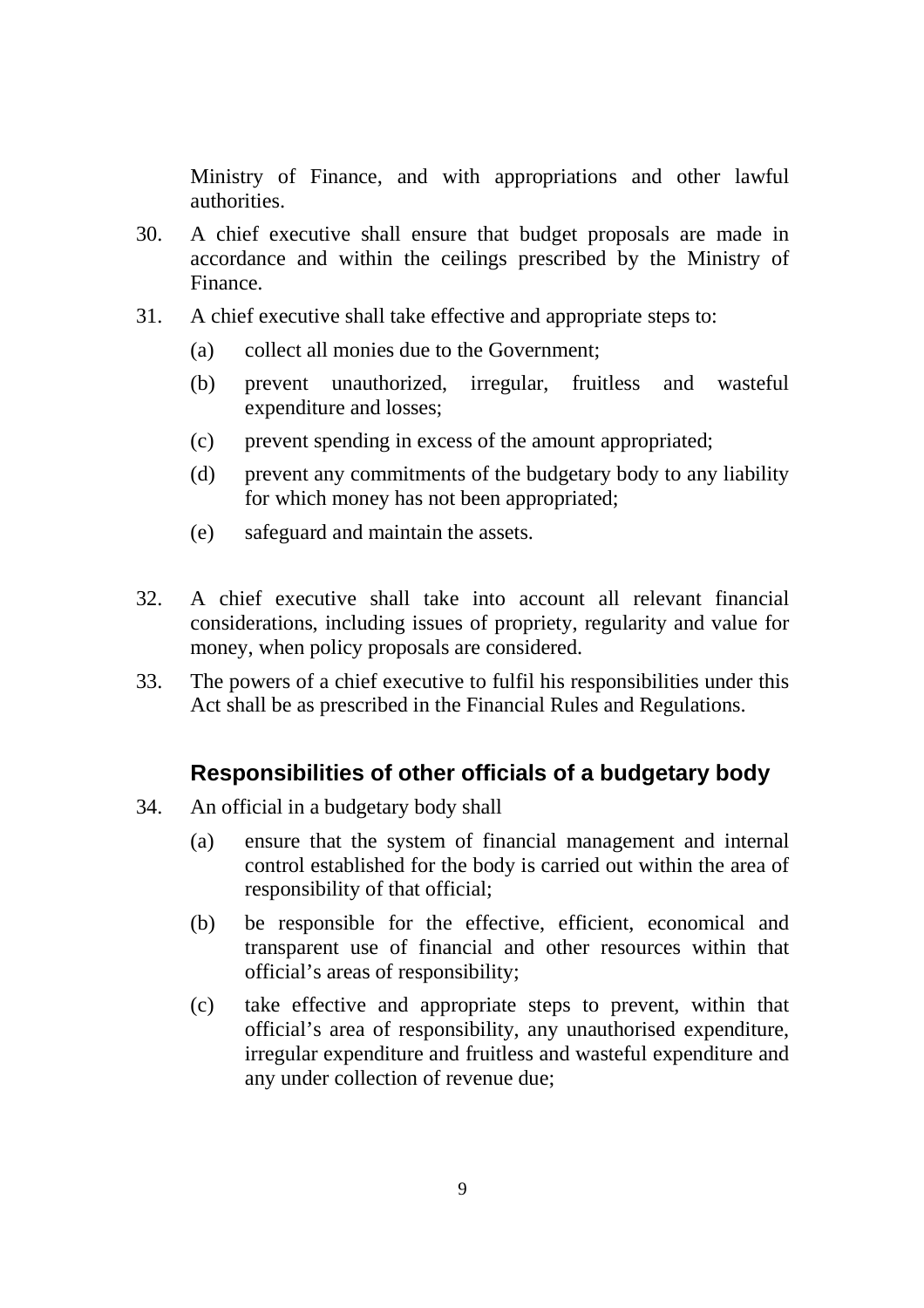Ministry of Finance, and with appropriations and other lawful authorities.

30. A chief executive shall ensure that budget proposals are made in accordance and within the ceilings prescribed by the Ministry of Finance.

31. A chief executive shall take effective and appropriate steps to:

    (a) collect all monies due to the Government;

    (b) prevent unauthorized, irregular, fruitless and wasteful expenditure and losses;

    (c) prevent spending in excess of the amount appropriated;

    (d) prevent any commitments of the budgetary body to any liability for which money has not been appropriated;

    (e) safeguard and maintain the assets.

32. A chief executive shall take into account all relevant financial considerations, including issues of propriety, regularity and value for money, when policy proposals are considered.

33. The powers of a chief executive to fulfil his responsibilities under this Act shall be as prescribed in the Financial Rules and Regulations.

### Responsibilities of other officials of a budgetary body

34. An official in a budgetary body shall

    (a) ensure that the system of financial management and internal control established for the body is carried out within the area of responsibility of that official;

    (b) be responsible for the effective, efficient, economical and transparent use of financial and other resources within that official's areas of responsibility;

    (c) take effective and appropriate steps to prevent, within that official's area of responsibility, any unauthorised expenditure, irregular expenditure and fruitless and wasteful expenditure and any under collection of revenue due;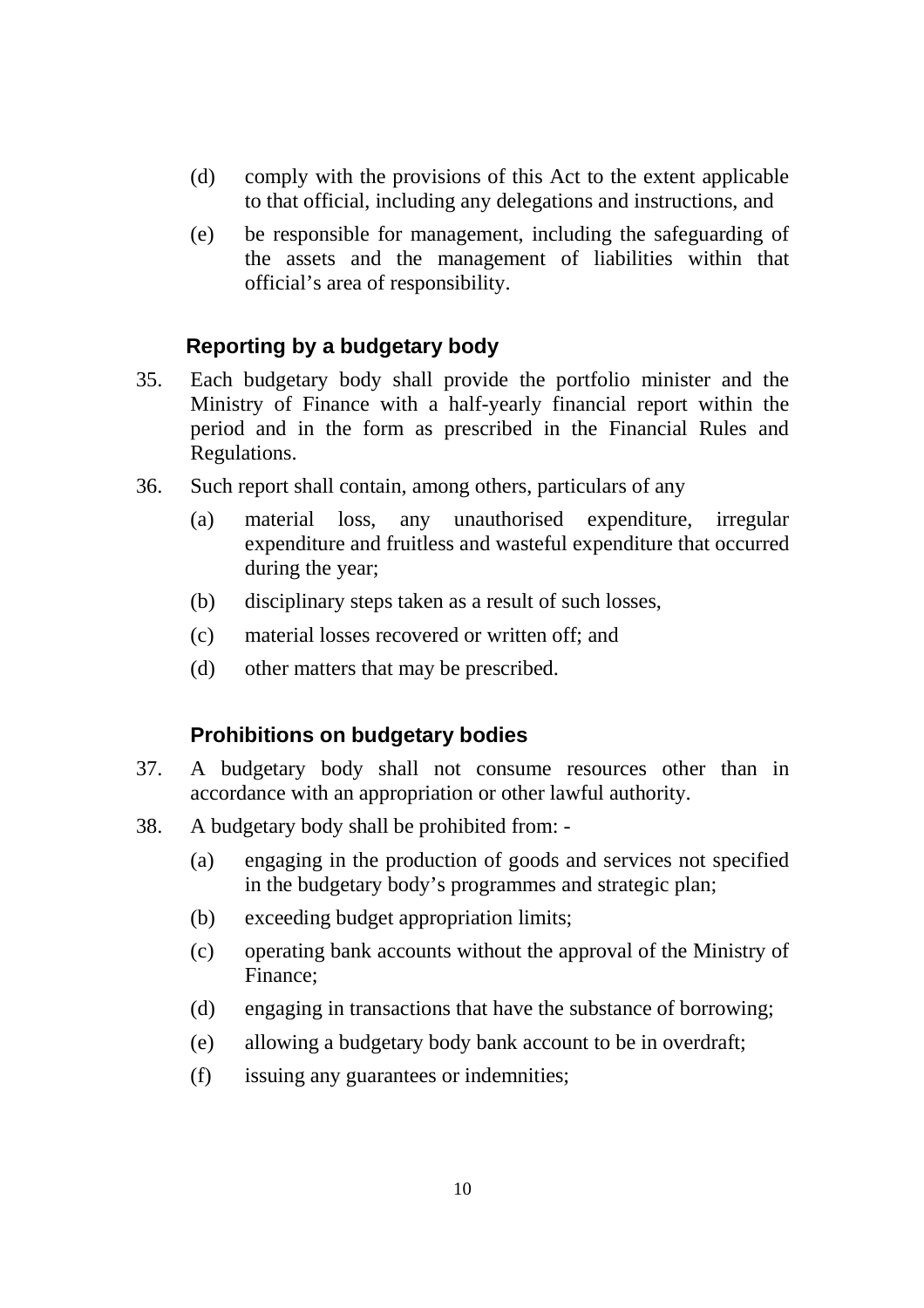(d) comply with the provisions of this Act to the extent applicable to that official, including any delegations and instructions, and

(e) be responsible for management, including the safeguarding of the assets and the management of liabilities within that official's area of responsibility.

### Reporting by a budgetary body

35. Each budgetary body shall provide the portfolio minister and the Ministry of Finance with a half-yearly financial report within the period and in the form as prescribed in the Financial Rules and Regulations.

36. Such report shall contain, among others, particulars of any

    (a) material loss, any unauthorised expenditure, irregular expenditure and fruitless and wasteful expenditure that occurred during the year;

    (b) disciplinary steps taken as a result of such losses,

    (c) material losses recovered or written off; and

    (d) other matters that may be prescribed.

### Prohibitions on budgetary bodies

37. A budgetary body shall not consume resources other than in accordance with an appropriation or other lawful authority.

38. A budgetary body shall be prohibited from: -

    (a) engaging in the production of goods and services not specified in the budgetary body's programmes and strategic plan;

    (b) exceeding budget appropriation limits;

    (c) operating bank accounts without the approval of the Ministry of Finance;

    (d) engaging in transactions that have the substance of borrowing;

    (e) allowing a budgetary body bank account to be in overdraft;

    (f) issuing any guarantees or indemnities;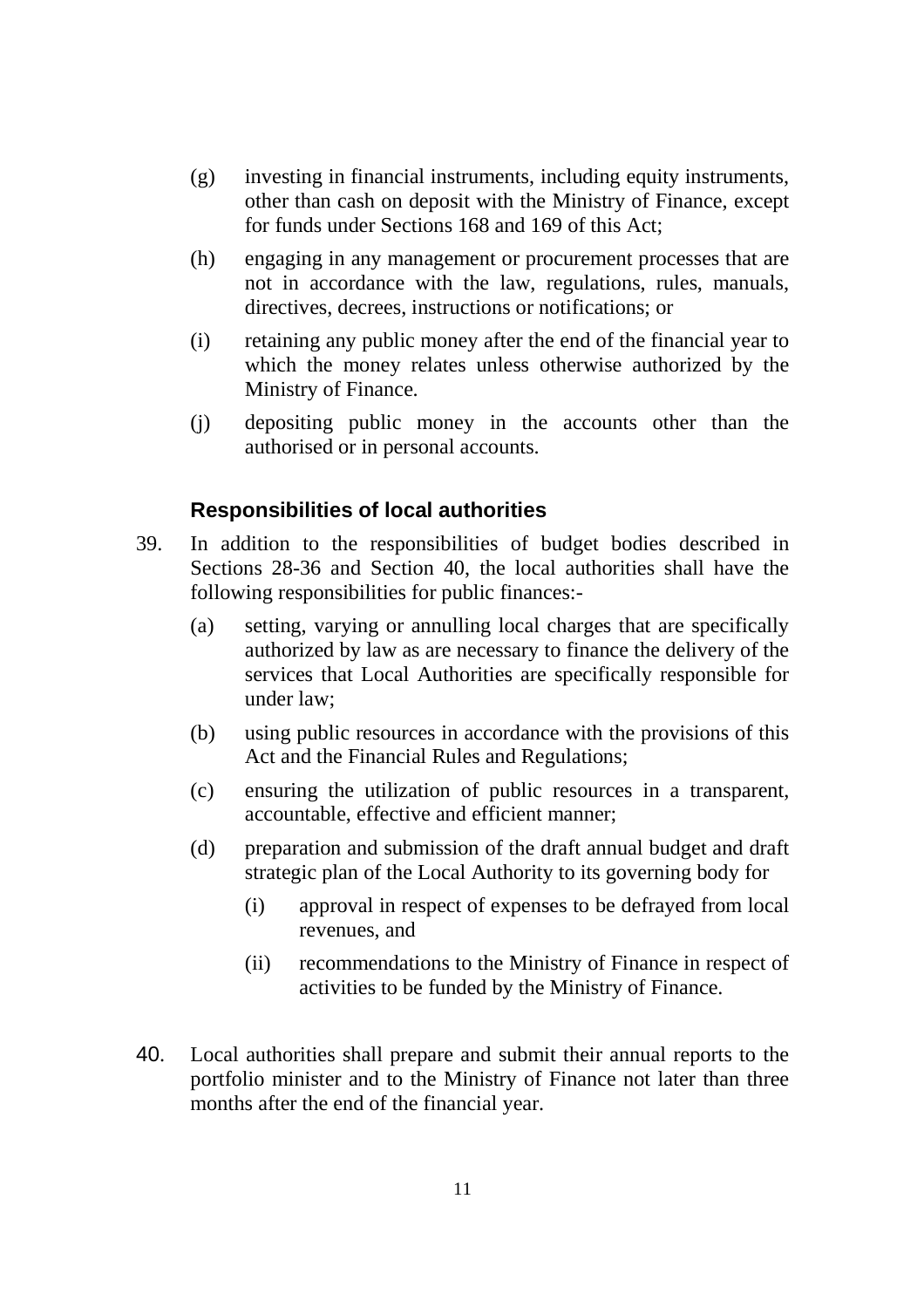(g) investing in financial instruments, including equity instruments, other than cash on deposit with the Ministry of Finance, except for funds under Sections 168 and 169 of this Act;

(h) engaging in any management or procurement processes that are not in accordance with the law, regulations, rules, manuals, directives, decrees, instructions or notifications; or

(i) retaining any public money after the end of the financial year to which the money relates unless otherwise authorized by the Ministry of Finance.

(j) depositing public money in the accounts other than the authorised or in personal accounts.

### Responsibilities of local authorities

39. In addition to the responsibilities of budget bodies described in Sections 28-36 and Section 40, the local authorities shall have the following responsibilities for public finances:-

(a) setting, varying or annulling local charges that are specifically authorized by law as are necessary to finance the delivery of the services that Local Authorities are specifically responsible for under law;

(b) using public resources in accordance with the provisions of this Act and the Financial Rules and Regulations;

(c) ensuring the utilization of public resources in a transparent, accountable, effective and efficient manner;

(d) preparation and submission of the draft annual budget and draft strategic plan of the Local Authority to its governing body for

(i) approval in respect of expenses to be defrayed from local revenues, and

(ii) recommendations to the Ministry of Finance in respect of activities to be funded by the Ministry of Finance.

40. Local authorities shall prepare and submit their annual reports to the portfolio minister and to the Ministry of Finance not later than three months after the end of the financial year.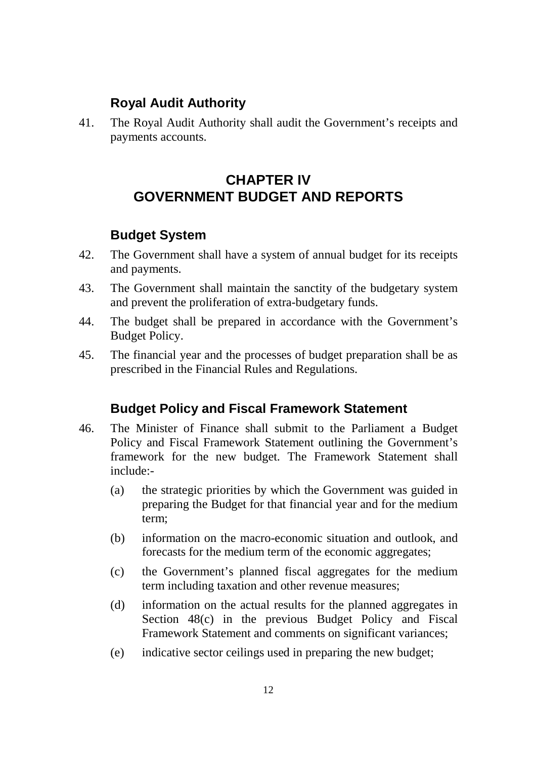### Royal Audit Authority

41. The Royal Audit Authority shall audit the Government's receipts and payments accounts.

## CHAPTER IV
## GOVERNMENT BUDGET AND REPORTS

### Budget System

42. The Government shall have a system of annual budget for its receipts and payments.

43. The Government shall maintain the sanctity of the budgetary system and prevent the proliferation of extra-budgetary funds.

44. The budget shall be prepared in accordance with the Government's Budget Policy.

45. The financial year and the processes of budget preparation shall be as prescribed in the Financial Rules and Regulations.

### Budget Policy and Fiscal Framework Statement

46. The Minister of Finance shall submit to the Parliament a Budget Policy and Fiscal Framework Statement outlining the Government's framework for the new budget. The Framework Statement shall include:-

    (a) the strategic priorities by which the Government was guided in preparing the Budget for that financial year and for the medium term;

    (b) information on the macro-economic situation and outlook, and forecasts for the medium term of the economic aggregates;

    (c) the Government's planned fiscal aggregates for the medium term including taxation and other revenue measures;

    (d) information on the actual results for the planned aggregates in Section 48(c) in the previous Budget Policy and Fiscal Framework Statement and comments on significant variances;

    (e) indicative sector ceilings used in preparing the new budget;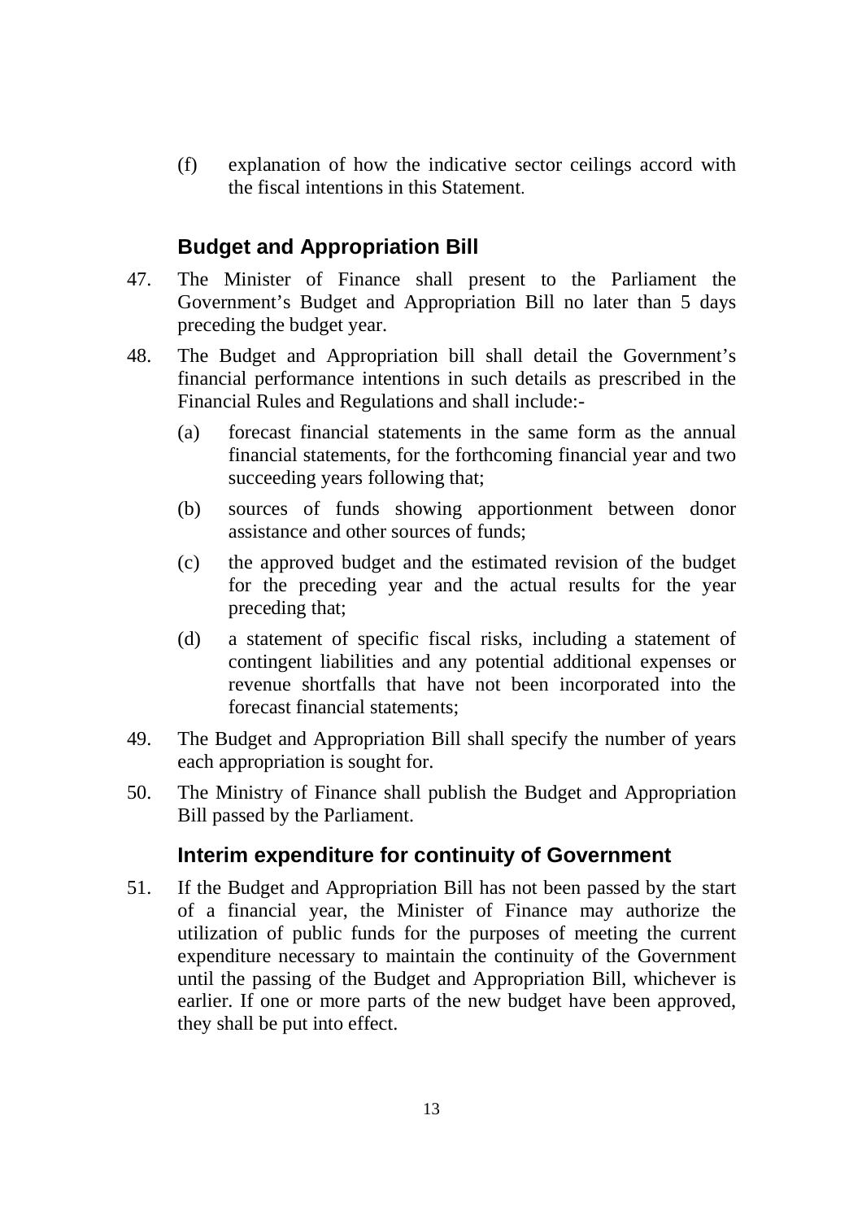(f) explanation of how the indicative sector ceilings accord with the fiscal intentions in this Statement.

## Budget and Appropriation Bill

47. The Minister of Finance shall present to the Parliament the Government's Budget and Appropriation Bill no later than 5 days preceding the budget year.

48. The Budget and Appropriation bill shall detail the Government's financial performance intentions in such details as prescribed in the Financial Rules and Regulations and shall include:-

    (a) forecast financial statements in the same form as the annual financial statements, for the forthcoming financial year and two succeeding years following that;

    (b) sources of funds showing apportionment between donor assistance and other sources of funds;

    (c) the approved budget and the estimated revision of the budget for the preceding year and the actual results for the year preceding that;

    (d) a statement of specific fiscal risks, including a statement of contingent liabilities and any potential additional expenses or revenue shortfalls that have not been incorporated into the forecast financial statements;

49. The Budget and Appropriation Bill shall specify the number of years each appropriation is sought for.

50. The Ministry of Finance shall publish the Budget and Appropriation Bill passed by the Parliament.

## Interim expenditure for continuity of Government

51. If the Budget and Appropriation Bill has not been passed by the start of a financial year, the Minister of Finance may authorize the utilization of public funds for the purposes of meeting the current expenditure necessary to maintain the continuity of the Government until the passing of the Budget and Appropriation Bill, whichever is earlier. If one or more parts of the new budget have been approved, they shall be put into effect.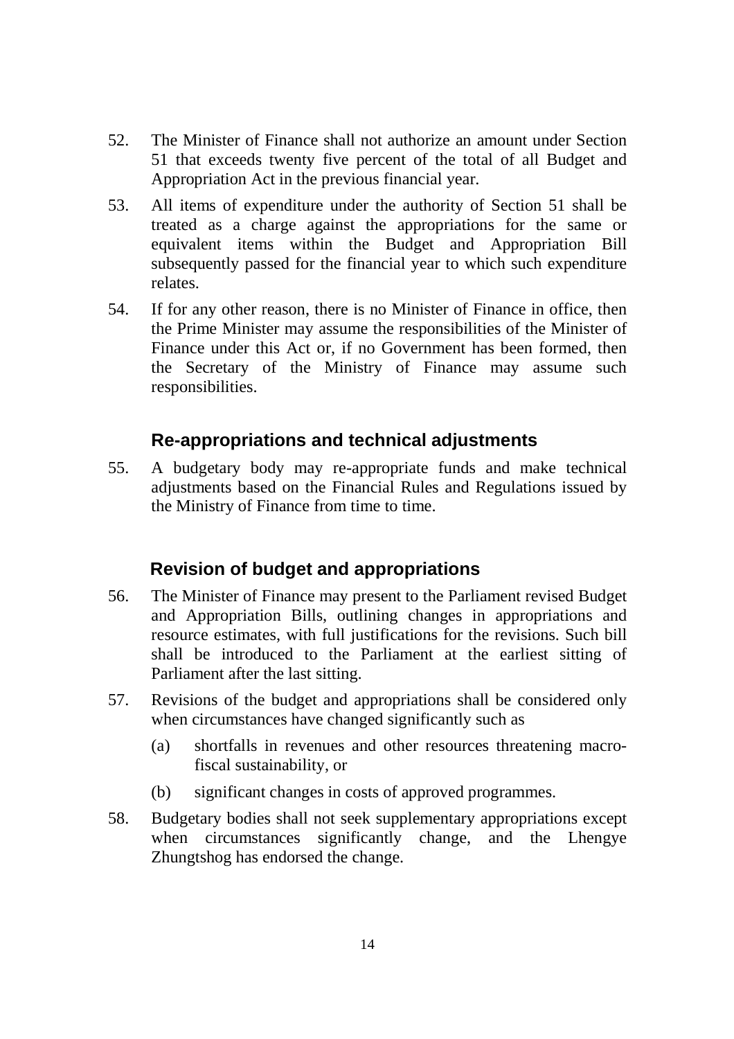52. The Minister of Finance shall not authorize an amount under Section 51 that exceeds twenty five percent of the total of all Budget and Appropriation Act in the previous financial year.

53. All items of expenditure under the authority of Section 51 shall be treated as a charge against the appropriations for the same or equivalent items within the Budget and Appropriation Bill subsequently passed for the financial year to which such expenditure relates.

54. If for any other reason, there is no Minister of Finance in office, then the Prime Minister may assume the responsibilities of the Minister of Finance under this Act or, if no Government has been formed, then the Secretary of the Ministry of Finance may assume such responsibilities.

## Re-appropriations and technical adjustments

55. A budgetary body may re-appropriate funds and make technical adjustments based on the Financial Rules and Regulations issued by the Ministry of Finance from time to time.

## Revision of budget and appropriations

56. The Minister of Finance may present to the Parliament revised Budget and Appropriation Bills, outlining changes in appropriations and resource estimates, with full justifications for the revisions. Such bill shall be introduced to the Parliament at the earliest sitting of Parliament after the last sitting.

57. Revisions of the budget and appropriations shall be considered only when circumstances have changed significantly such as

    (a) shortfalls in revenues and other resources threatening macro-fiscal sustainability, or

    (b) significant changes in costs of approved programmes.

58. Budgetary bodies shall not seek supplementary appropriations except when circumstances significantly change, and the Lhengye Zhungtshog has endorsed the change.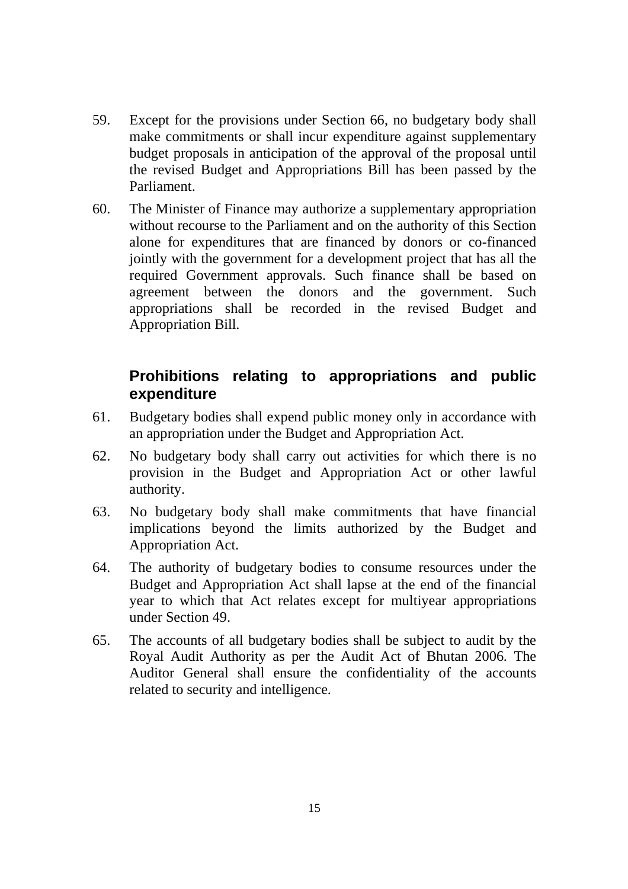59. Except for the provisions under Section 66, no budgetary body shall make commitments or shall incur expenditure against supplementary budget proposals in anticipation of the approval of the proposal until the revised Budget and Appropriations Bill has been passed by the Parliament.

60. The Minister of Finance may authorize a supplementary appropriation without recourse to the Parliament and on the authority of this Section alone for expenditures that are financed by donors or co-financed jointly with the government for a development project that has all the required Government approvals. Such finance shall be based on agreement between the donors and the government. Such appropriations shall be recorded in the revised Budget and Appropriation Bill.

## Prohibitions relating to appropriations and public expenditure

61. Budgetary bodies shall expend public money only in accordance with an appropriation under the Budget and Appropriation Act.

62. No budgetary body shall carry out activities for which there is no provision in the Budget and Appropriation Act or other lawful authority.

63. No budgetary body shall make commitments that have financial implications beyond the limits authorized by the Budget and Appropriation Act.

64. The authority of budgetary bodies to consume resources under the Budget and Appropriation Act shall lapse at the end of the financial year to which that Act relates except for multiyear appropriations under Section 49.

65. The accounts of all budgetary bodies shall be subject to audit by the Royal Audit Authority as per the Audit Act of Bhutan 2006. The Auditor General shall ensure the confidentiality of the accounts related to security and intelligence.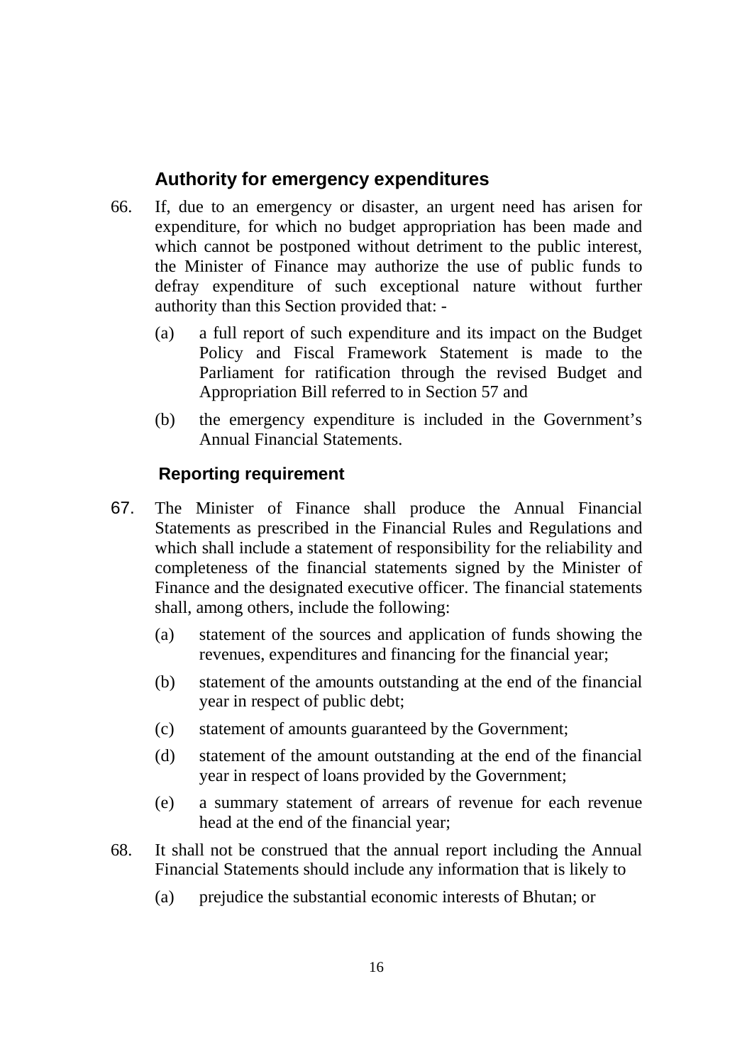### Authority for emergency expenditures

66. If, due to an emergency or disaster, an urgent need has arisen for expenditure, for which no budget appropriation has been made and which cannot be postponed without detriment to the public interest, the Minister of Finance may authorize the use of public funds to defray expenditure of such exceptional nature without further authority than this Section provided that: -

    (a) a full report of such expenditure and its impact on the Budget Policy and Fiscal Framework Statement is made to the Parliament for ratification through the revised Budget and Appropriation Bill referred to in Section 57 and

    (b) the emergency expenditure is included in the Government's Annual Financial Statements.

### Reporting requirement

67. The Minister of Finance shall produce the Annual Financial Statements as prescribed in the Financial Rules and Regulations and which shall include a statement of responsibility for the reliability and completeness of the financial statements signed by the Minister of Finance and the designated executive officer. The financial statements shall, among others, include the following:

    (a) statement of the sources and application of funds showing the revenues, expenditures and financing for the financial year;

    (b) statement of the amounts outstanding at the end of the financial year in respect of public debt;

    (c) statement of amounts guaranteed by the Government;

    (d) statement of the amount outstanding at the end of the financial year in respect of loans provided by the Government;

    (e) a summary statement of arrears of revenue for each revenue head at the end of the financial year;

68. It shall not be construed that the annual report including the Annual Financial Statements should include any information that is likely to

    (a) prejudice the substantial economic interests of Bhutan; or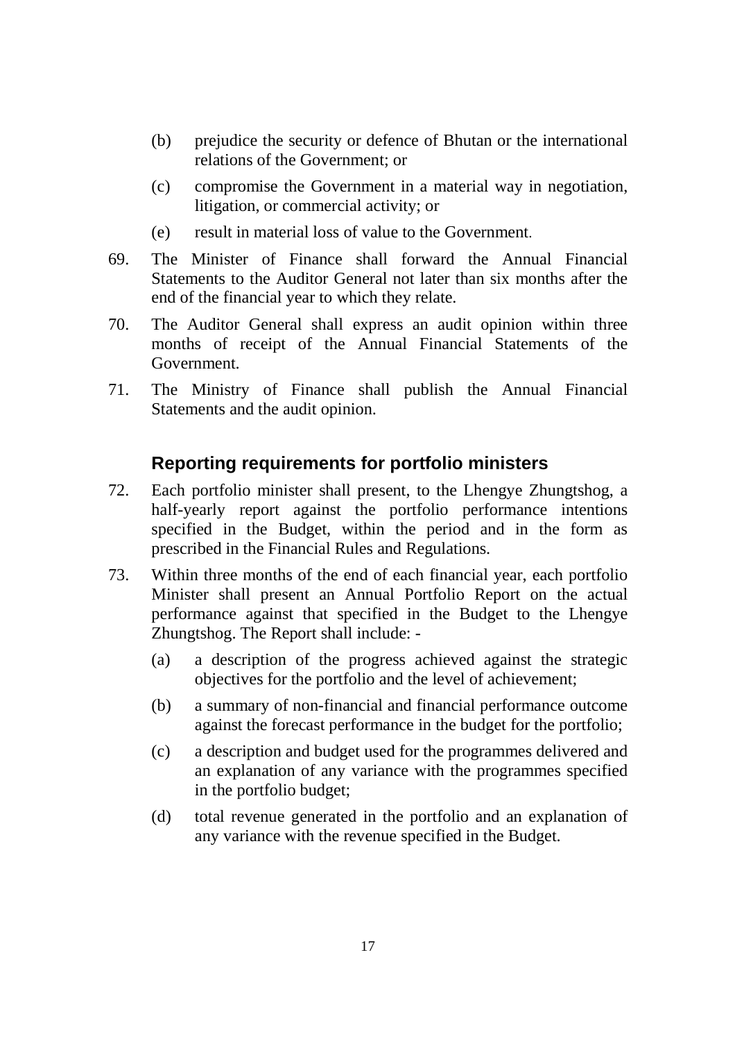(b) prejudice the security or defence of Bhutan or the international relations of the Government; or

(c) compromise the Government in a material way in negotiation, litigation, or commercial activity; or

(e) result in material loss of value to the Government.

69. The Minister of Finance shall forward the Annual Financial Statements to the Auditor General not later than six months after the end of the financial year to which they relate.

70. The Auditor General shall express an audit opinion within three months of receipt of the Annual Financial Statements of the Government.

71. The Ministry of Finance shall publish the Annual Financial Statements and the audit opinion.

## Reporting requirements for portfolio ministers

72. Each portfolio minister shall present, to the Lhengye Zhungtshog, a half-yearly report against the portfolio performance intentions specified in the Budget, within the period and in the form as prescribed in the Financial Rules and Regulations.

73. Within three months of the end of each financial year, each portfolio Minister shall present an Annual Portfolio Report on the actual performance against that specified in the Budget to the Lhengye Zhungtshog. The Report shall include: -

(a) a description of the progress achieved against the strategic objectives for the portfolio and the level of achievement;

(b) a summary of non-financial and financial performance outcome against the forecast performance in the budget for the portfolio;

(c) a description and budget used for the programmes delivered and an explanation of any variance with the programmes specified in the portfolio budget;

(d) total revenue generated in the portfolio and an explanation of any variance with the revenue specified in the Budget.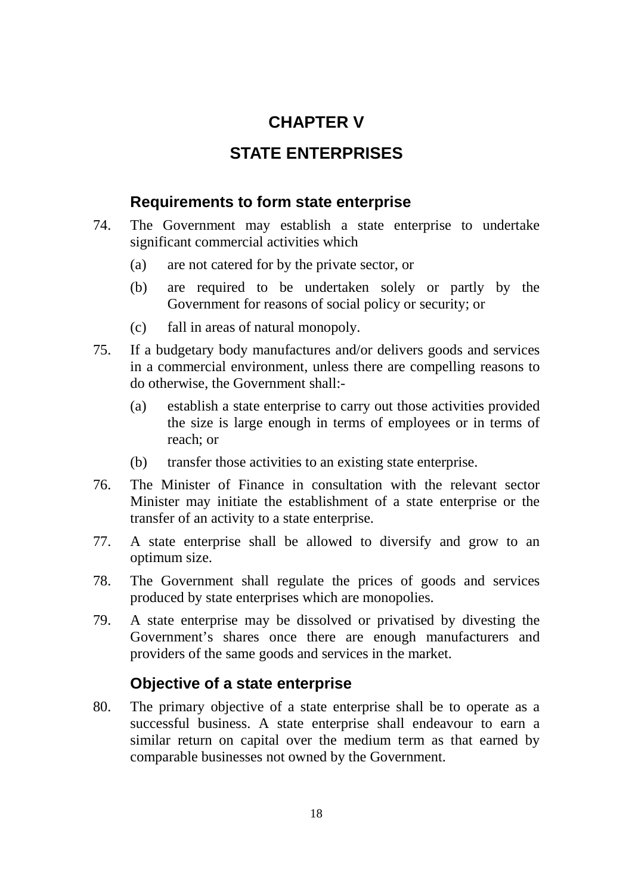# CHAPTER V

# STATE ENTERPRISES

### Requirements to form state enterprise

74. The Government may establish a state enterprise to undertake significant commercial activities which

    (a) are not catered for by the private sector, or

    (b) are required to be undertaken solely or partly by the Government for reasons of social policy or security; or

    (c) fall in areas of natural monopoly.

75. If a budgetary body manufactures and/or delivers goods and services in a commercial environment, unless there are compelling reasons to do otherwise, the Government shall:-

    (a) establish a state enterprise to carry out those activities provided the size is large enough in terms of employees or in terms of reach; or

    (b) transfer those activities to an existing state enterprise.

76. The Minister of Finance in consultation with the relevant sector Minister may initiate the establishment of a state enterprise or the transfer of an activity to a state enterprise.

77. A state enterprise shall be allowed to diversify and grow to an optimum size.

78. The Government shall regulate the prices of goods and services produced by state enterprises which are monopolies.

79. A state enterprise may be dissolved or privatised by divesting the Government's shares once there are enough manufacturers and providers of the same goods and services in the market.

### Objective of a state enterprise

80. The primary objective of a state enterprise shall be to operate as a successful business. A state enterprise shall endeavour to earn a similar return on capital over the medium term as that earned by comparable businesses not owned by the Government.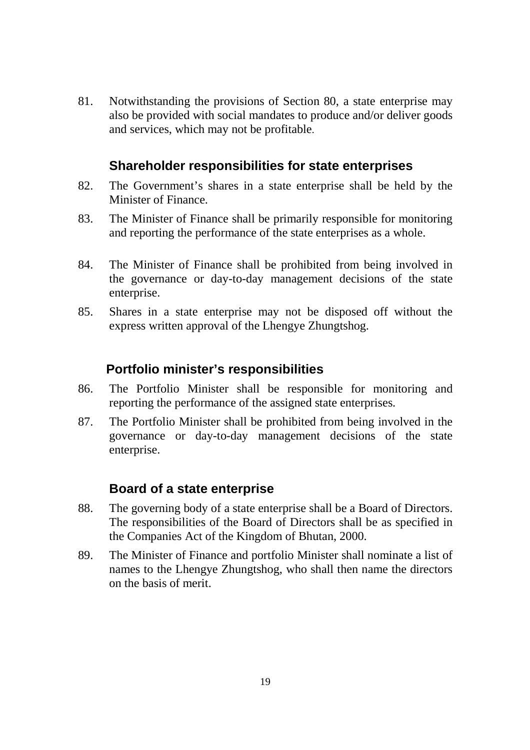81. Notwithstanding the provisions of Section 80, a state enterprise may also be provided with social mandates to produce and/or deliver goods and services, which may not be profitable.

### Shareholder responsibilities for state enterprises

82. The Government's shares in a state enterprise shall be held by the Minister of Finance.

83. The Minister of Finance shall be primarily responsible for monitoring and reporting the performance of the state enterprises as a whole.

84. The Minister of Finance shall be prohibited from being involved in the governance or day-to-day management decisions of the state enterprise.

85. Shares in a state enterprise may not be disposed off without the express written approval of the Lhengye Zhungtshog.

### Portfolio minister's responsibilities

86. The Portfolio Minister shall be responsible for monitoring and reporting the performance of the assigned state enterprises.

87. The Portfolio Minister shall be prohibited from being involved in the governance or day-to-day management decisions of the state enterprise.

### Board of a state enterprise

88. The governing body of a state enterprise shall be a Board of Directors. The responsibilities of the Board of Directors shall be as specified in the Companies Act of the Kingdom of Bhutan, 2000.

89. The Minister of Finance and portfolio Minister shall nominate a list of names to the Lhengye Zhungtshog, who shall then name the directors on the basis of merit.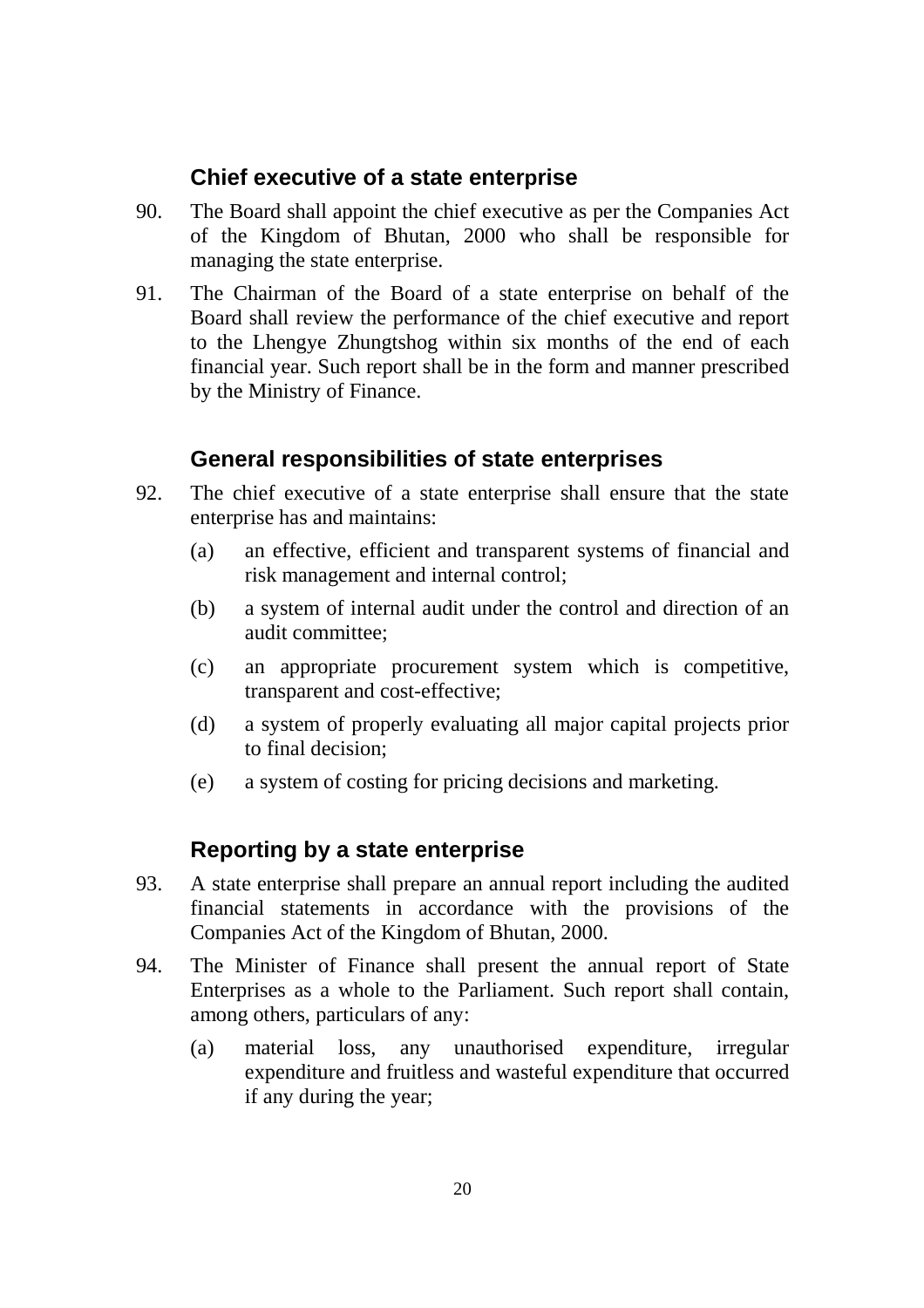### Chief executive of a state enterprise

90. The Board shall appoint the chief executive as per the Companies Act of the Kingdom of Bhutan, 2000 who shall be responsible for managing the state enterprise.

91. The Chairman of the Board of a state enterprise on behalf of the Board shall review the performance of the chief executive and report to the Lhengye Zhungtshog within six months of the end of each financial year. Such report shall be in the form and manner prescribed by the Ministry of Finance.

### General responsibilities of state enterprises

92. The chief executive of a state enterprise shall ensure that the state enterprise has and maintains:

    (a) an effective, efficient and transparent systems of financial and risk management and internal control;

    (b) a system of internal audit under the control and direction of an audit committee;

    (c) an appropriate procurement system which is competitive, transparent and cost-effective;

    (d) a system of properly evaluating all major capital projects prior to final decision;

    (e) a system of costing for pricing decisions and marketing.

### Reporting by a state enterprise

93. A state enterprise shall prepare an annual report including the audited financial statements in accordance with the provisions of the Companies Act of the Kingdom of Bhutan, 2000.

94. The Minister of Finance shall present the annual report of State Enterprises as a whole to the Parliament. Such report shall contain, among others, particulars of any:

    (a) material loss, any unauthorised expenditure, irregular expenditure and fruitless and wasteful expenditure that occurred if any during the year;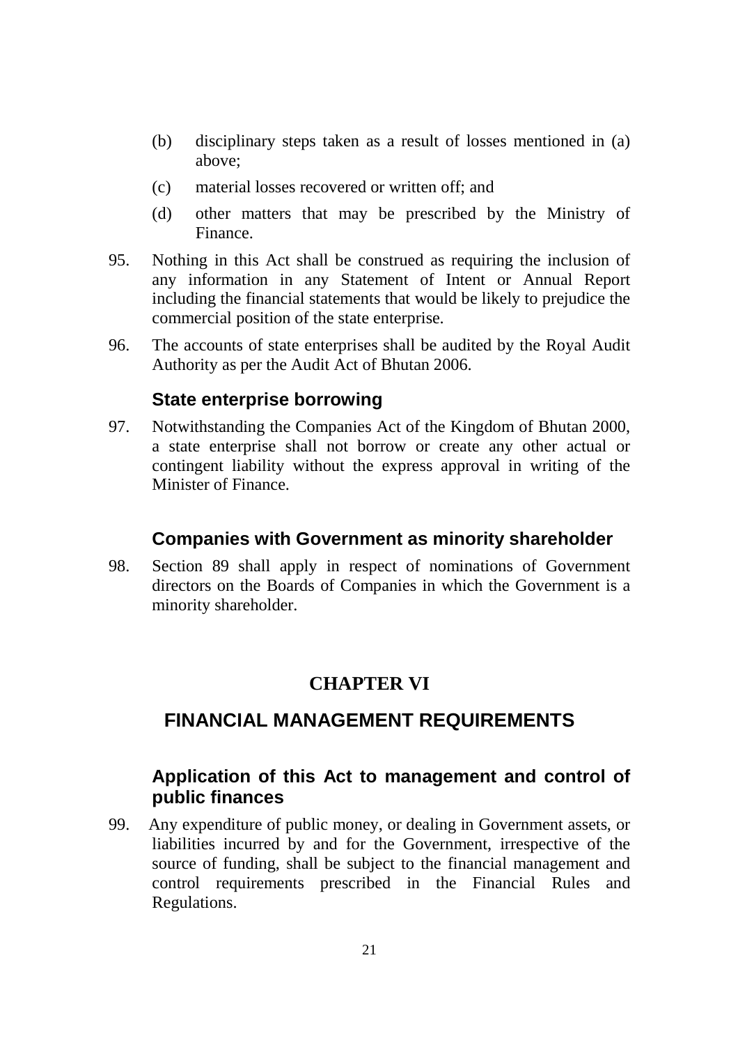(b) disciplinary steps taken as a result of losses mentioned in (a) above;

(c) material losses recovered or written off; and

(d) other matters that may be prescribed by the Ministry of Finance.

95. Nothing in this Act shall be construed as requiring the inclusion of any information in any Statement of Intent or Annual Report including the financial statements that would be likely to prejudice the commercial position of the state enterprise.

96. The accounts of state enterprises shall be audited by the Royal Audit Authority as per the Audit Act of Bhutan 2006.

### State enterprise borrowing

97. Notwithstanding the Companies Act of the Kingdom of Bhutan 2000, a state enterprise shall not borrow or create any other actual or contingent liability without the express approval in writing of the Minister of Finance.

### Companies with Government as minority shareholder

98. Section 89 shall apply in respect of nominations of Government directors on the Boards of Companies in which the Government is a minority shareholder.

## CHAPTER VI

## FINANCIAL MANAGEMENT REQUIREMENTS

### Application of this Act to management and control of public finances

99. Any expenditure of public money, or dealing in Government assets, or liabilities incurred by and for the Government, irrespective of the source of funding, shall be subject to the financial management and control requirements prescribed in the Financial Rules and Regulations.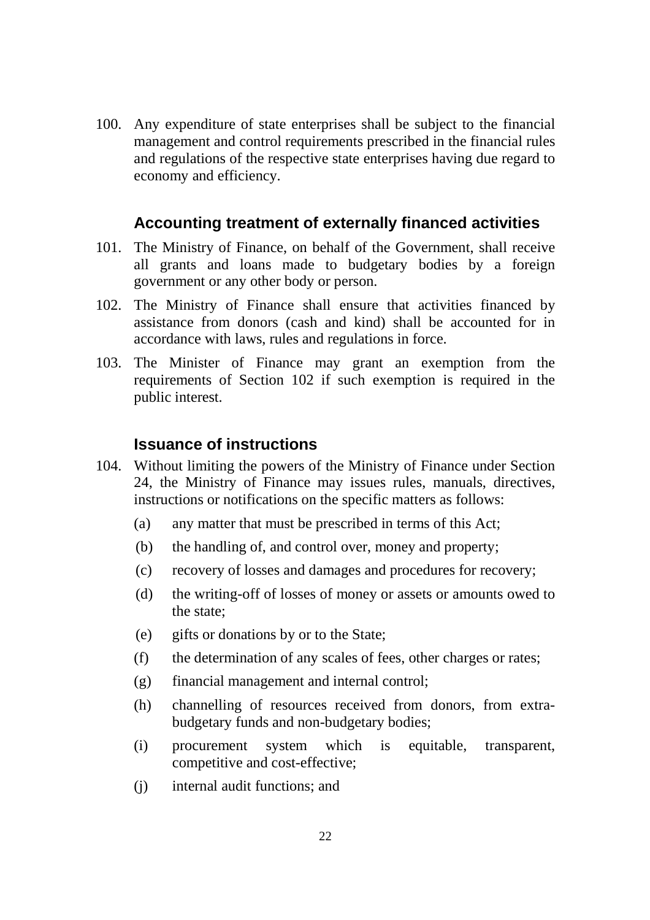100. Any expenditure of state enterprises shall be subject to the financial management and control requirements prescribed in the financial rules and regulations of the respective state enterprises having due regard to economy and efficiency.

### Accounting treatment of externally financed activities

101. The Ministry of Finance, on behalf of the Government, shall receive all grants and loans made to budgetary bodies by a foreign government or any other body or person.

102. The Ministry of Finance shall ensure that activities financed by assistance from donors (cash and kind) shall be accounted for in accordance with laws, rules and regulations in force.

103. The Minister of Finance may grant an exemption from the requirements of Section 102 if such exemption is required in the public interest.

### Issuance of instructions

104. Without limiting the powers of the Ministry of Finance under Section 24, the Ministry of Finance may issues rules, manuals, directives, instructions or notifications on the specific matters as follows:

    (a) any matter that must be prescribed in terms of this Act;

    (b) the handling of, and control over, money and property;

    (c) recovery of losses and damages and procedures for recovery;

    (d) the writing-off of losses of money or assets or amounts owed to the state;

    (e) gifts or donations by or to the State;

    (f) the determination of any scales of fees, other charges or rates;

    (g) financial management and internal control;

    (h) channelling of resources received from donors, from extra-budgetary funds and non-budgetary bodies;

    (i) procurement system which is equitable, transparent, competitive and cost-effective;

    (j) internal audit functions; and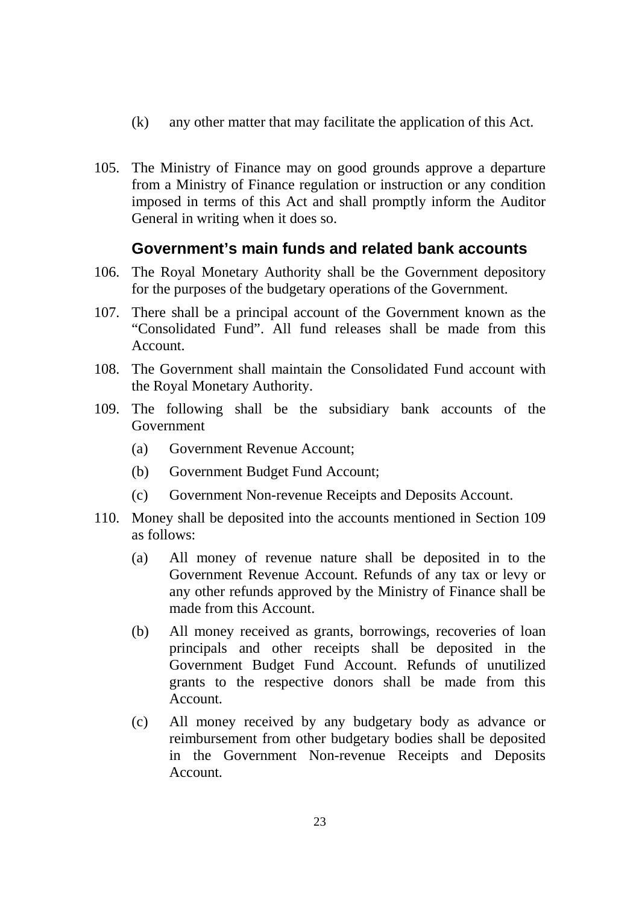(k) any other matter that may facilitate the application of this Act.

105. The Ministry of Finance may on good grounds approve a departure from a Ministry of Finance regulation or instruction or any condition imposed in terms of this Act and shall promptly inform the Auditor General in writing when it does so.

## Government's main funds and related bank accounts

106. The Royal Monetary Authority shall be the Government depository for the purposes of the budgetary operations of the Government.

107. There shall be a principal account of the Government known as the "Consolidated Fund". All fund releases shall be made from this Account.

108. The Government shall maintain the Consolidated Fund account with the Royal Monetary Authority.

109. The following shall be the subsidiary bank accounts of the Government

   (a) Government Revenue Account;

   (b) Government Budget Fund Account;

   (c) Government Non-revenue Receipts and Deposits Account.

110. Money shall be deposited into the accounts mentioned in Section 109 as follows:

   (a) All money of revenue nature shall be deposited in to the Government Revenue Account. Refunds of any tax or levy or any other refunds approved by the Ministry of Finance shall be made from this Account.

   (b) All money received as grants, borrowings, recoveries of loan principals and other receipts shall be deposited in the Government Budget Fund Account. Refunds of unutilized grants to the respective donors shall be made from this Account.

   (c) All money received by any budgetary body as advance or reimbursement from other budgetary bodies shall be deposited in the Government Non-revenue Receipts and Deposits Account.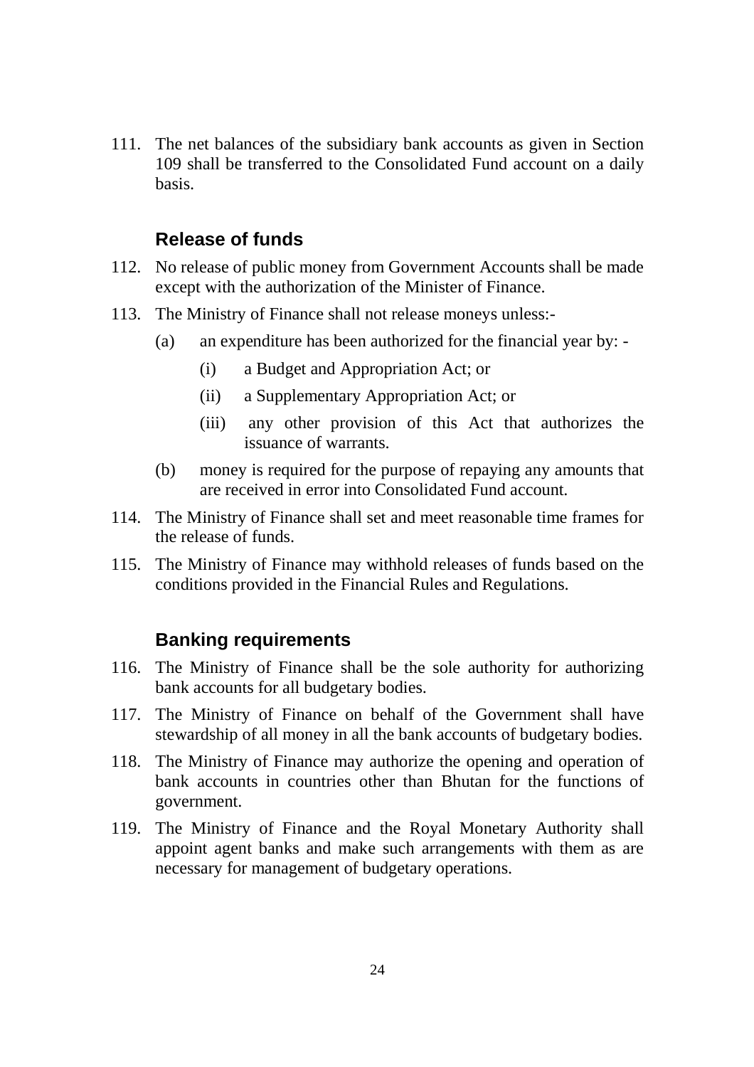111. The net balances of the subsidiary bank accounts as given in Section 109 shall be transferred to the Consolidated Fund account on a daily basis.

### Release of funds

112. No release of public money from Government Accounts shall be made except with the authorization of the Minister of Finance.

113. The Ministry of Finance shall not release moneys unless:-

    (a) an expenditure has been authorized for the financial year by: -

        (i) a Budget and Appropriation Act; or

        (ii) a Supplementary Appropriation Act; or

        (iii) any other provision of this Act that authorizes the issuance of warrants.

    (b) money is required for the purpose of repaying any amounts that are received in error into Consolidated Fund account.

114. The Ministry of Finance shall set and meet reasonable time frames for the release of funds.

115. The Ministry of Finance may withhold releases of funds based on the conditions provided in the Financial Rules and Regulations.

### Banking requirements

116. The Ministry of Finance shall be the sole authority for authorizing bank accounts for all budgetary bodies.

117. The Ministry of Finance on behalf of the Government shall have stewardship of all money in all the bank accounts of budgetary bodies.

118. The Ministry of Finance may authorize the opening and operation of bank accounts in countries other than Bhutan for the functions of government.

119. The Ministry of Finance and the Royal Monetary Authority shall appoint agent banks and make such arrangements with them as are necessary for management of budgetary operations.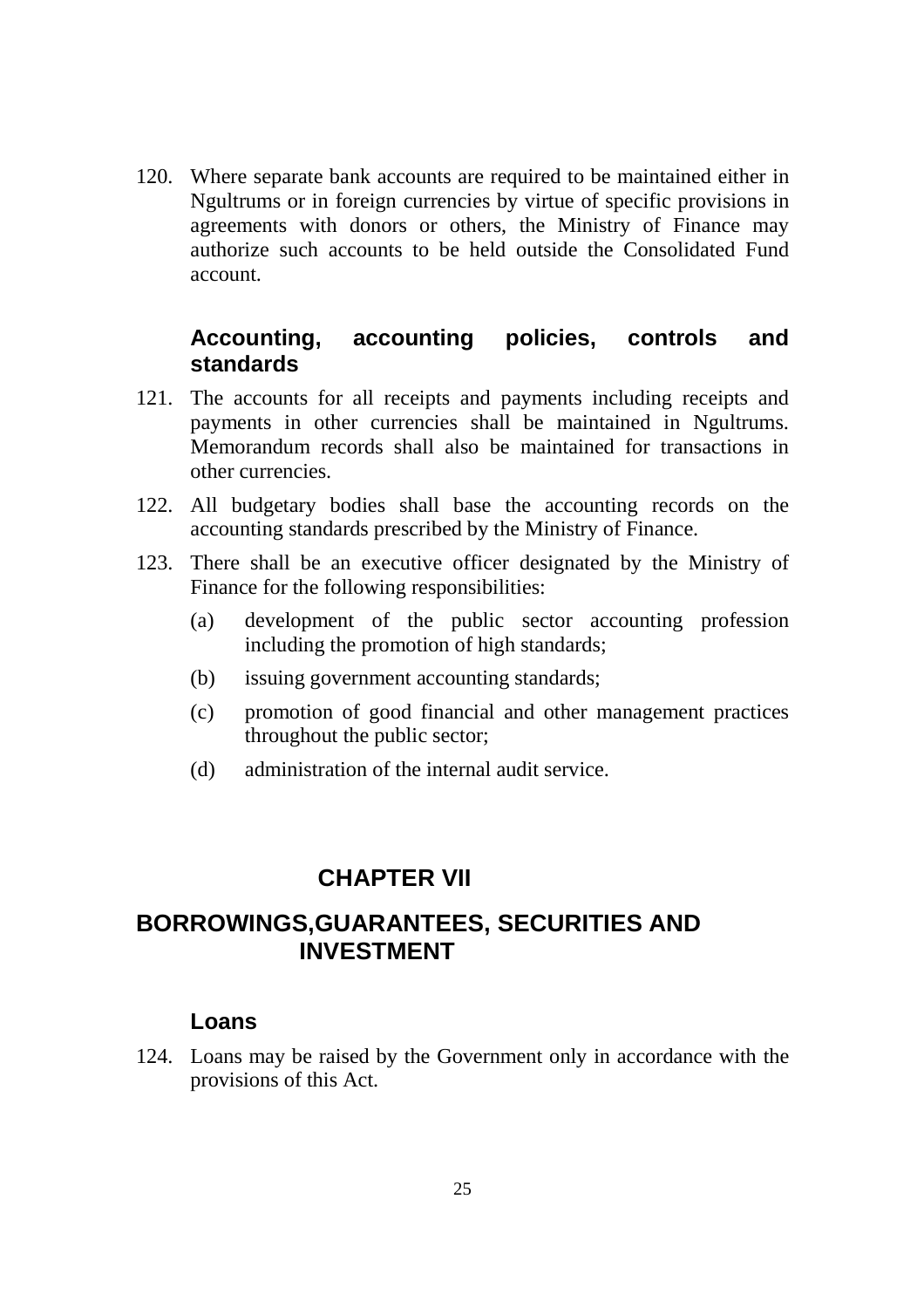120. Where separate bank accounts are required to be maintained either in Ngultrums or in foreign currencies by virtue of specific provisions in agreements with donors or others, the Ministry of Finance may authorize such accounts to be held outside the Consolidated Fund account.

### Accounting, accounting policies, controls and standards

121. The accounts for all receipts and payments including receipts and payments in other currencies shall be maintained in Ngultrums. Memorandum records shall also be maintained for transactions in other currencies.

122. All budgetary bodies shall base the accounting records on the accounting standards prescribed by the Ministry of Finance.

123. There shall be an executive officer designated by the Ministry of Finance for the following responsibilities:

    (a) development of the public sector accounting profession including the promotion of high standards;

    (b) issuing government accounting standards;

    (c) promotion of good financial and other management practices throughout the public sector;

    (d) administration of the internal audit service.

## CHAPTER VII

## BORROWINGS,GUARANTEES, SECURITIES AND INVESTMENT

### Loans

124. Loans may be raised by the Government only in accordance with the provisions of this Act.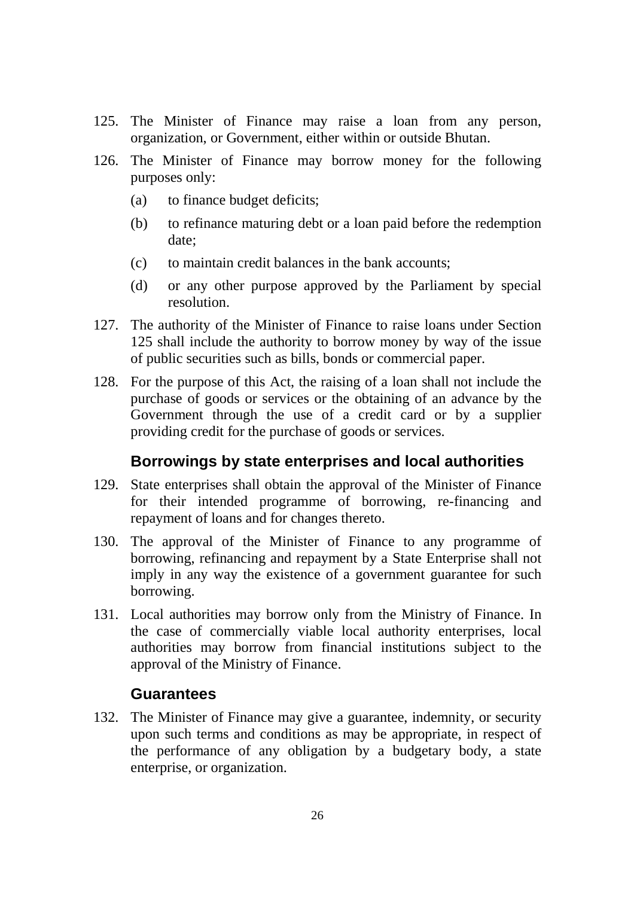125. The Minister of Finance may raise a loan from any person, organization, or Government, either within or outside Bhutan.

126. The Minister of Finance may borrow money for the following purposes only:

   (a) to finance budget deficits;

   (b) to refinance maturing debt or a loan paid before the redemption date;

   (c) to maintain credit balances in the bank accounts;

   (d) or any other purpose approved by the Parliament by special resolution.

127. The authority of the Minister of Finance to raise loans under Section 125 shall include the authority to borrow money by way of the issue of public securities such as bills, bonds or commercial paper.

128. For the purpose of this Act, the raising of a loan shall not include the purchase of goods or services or the obtaining of an advance by the Government through the use of a credit card or by a supplier providing credit for the purchase of goods or services.

### Borrowings by state enterprises and local authorities

129. State enterprises shall obtain the approval of the Minister of Finance for their intended programme of borrowing, re-financing and repayment of loans and for changes thereto.

130. The approval of the Minister of Finance to any programme of borrowing, refinancing and repayment by a State Enterprise shall not imply in any way the existence of a government guarantee for such borrowing.

131. Local authorities may borrow only from the Ministry of Finance. In the case of commercially viable local authority enterprises, local authorities may borrow from financial institutions subject to the approval of the Ministry of Finance.

### Guarantees

132. The Minister of Finance may give a guarantee, indemnity, or security upon such terms and conditions as may be appropriate, in respect of the performance of any obligation by a budgetary body, a state enterprise, or organization.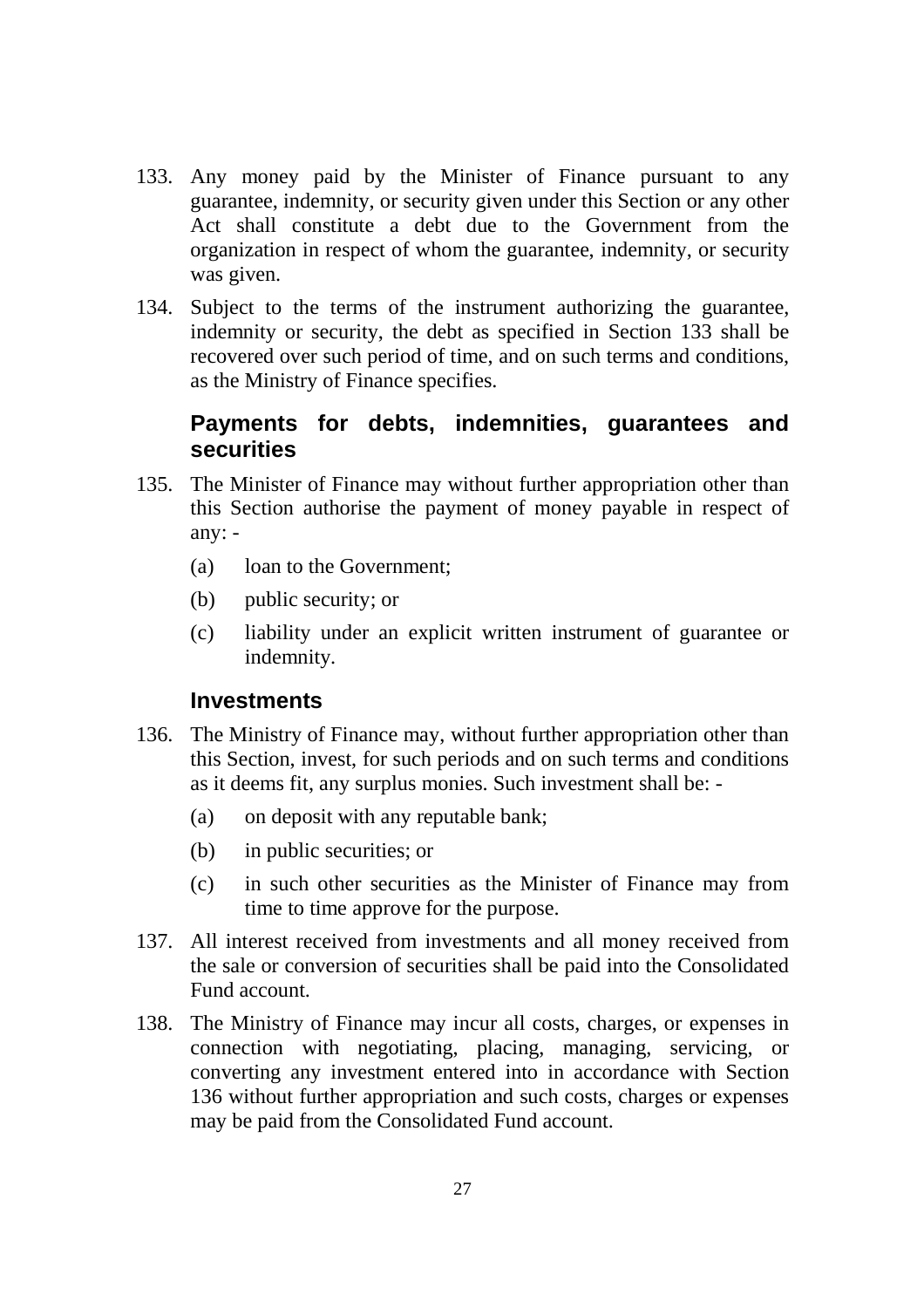133. Any money paid by the Minister of Finance pursuant to any guarantee, indemnity, or security given under this Section or any other Act shall constitute a debt due to the Government from the organization in respect of whom the guarantee, indemnity, or security was given.

134. Subject to the terms of the instrument authorizing the guarantee, indemnity or security, the debt as specified in Section 133 shall be recovered over such period of time, and on such terms and conditions, as the Ministry of Finance specifies.

### Payments for debts, indemnities, guarantees and securities

135. The Minister of Finance may without further appropriation other than this Section authorise the payment of money payable in respect of any: -

    (a) loan to the Government;

    (b) public security; or

    (c) liability under an explicit written instrument of guarantee or indemnity.

### Investments

136. The Ministry of Finance may, without further appropriation other than this Section, invest, for such periods and on such terms and conditions as it deems fit, any surplus monies. Such investment shall be: -

    (a) on deposit with any reputable bank;

    (b) in public securities; or

    (c) in such other securities as the Minister of Finance may from time to time approve for the purpose.

137. All interest received from investments and all money received from the sale or conversion of securities shall be paid into the Consolidated Fund account.

138. The Ministry of Finance may incur all costs, charges, or expenses in connection with negotiating, placing, managing, servicing, or converting any investment entered into in accordance with Section 136 without further appropriation and such costs, charges or expenses may be paid from the Consolidated Fund account.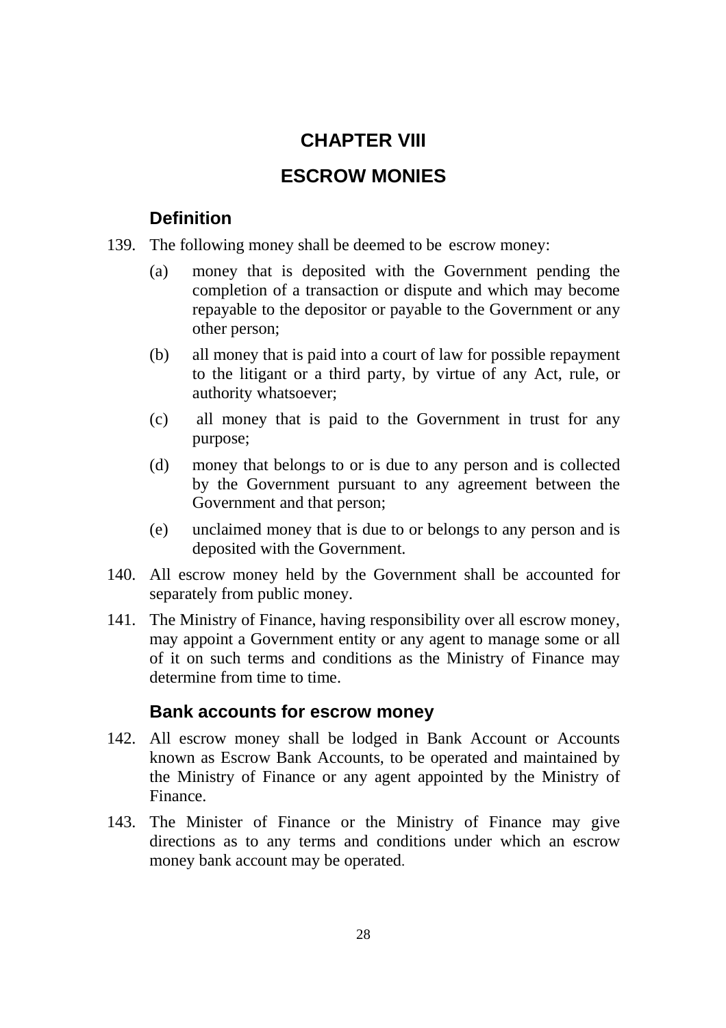# CHAPTER VIII

# ESCROW MONIES

## Definition

139. The following money shall be deemed to be escrow money:

    (a) money that is deposited with the Government pending the completion of a transaction or dispute and which may become repayable to the depositor or payable to the Government or any other person;

    (b) all money that is paid into a court of law for possible repayment to the litigant or a third party, by virtue of any Act, rule, or authority whatsoever;

    (c) all money that is paid to the Government in trust for any purpose;

    (d) money that belongs to or is due to any person and is collected by the Government pursuant to any agreement between the Government and that person;

    (e) unclaimed money that is due to or belongs to any person and is deposited with the Government.

140. All escrow money held by the Government shall be accounted for separately from public money.

141. The Ministry of Finance, having responsibility over all escrow money, may appoint a Government entity or any agent to manage some or all of it on such terms and conditions as the Ministry of Finance may determine from time to time.

## Bank accounts for escrow money

142. All escrow money shall be lodged in Bank Account or Accounts known as Escrow Bank Accounts, to be operated and maintained by the Ministry of Finance or any agent appointed by the Ministry of Finance.

143. The Minister of Finance or the Ministry of Finance may give directions as to any terms and conditions under which an escrow money bank account may be operated.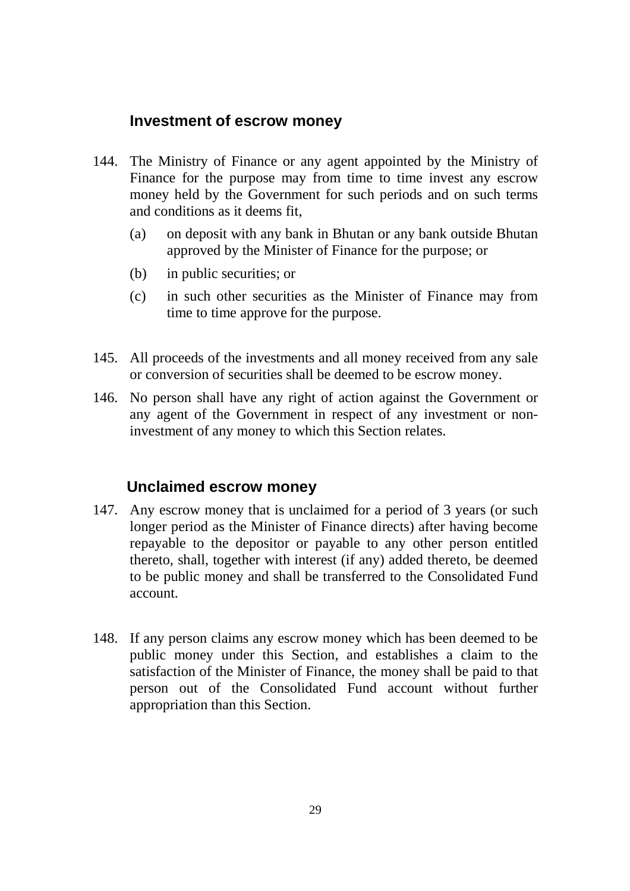### Investment of escrow money

144. The Ministry of Finance or any agent appointed by the Ministry of Finance for the purpose may from time to time invest any escrow money held by the Government for such periods and on such terms and conditions as it deems fit,

    (a) on deposit with any bank in Bhutan or any bank outside Bhutan approved by the Minister of Finance for the purpose; or

    (b) in public securities; or

    (c) in such other securities as the Minister of Finance may from time to time approve for the purpose.

145. All proceeds of the investments and all money received from any sale or conversion of securities shall be deemed to be escrow money.

146. No person shall have any right of action against the Government or any agent of the Government in respect of any investment or non-investment of any money to which this Section relates.

### Unclaimed escrow money

147. Any escrow money that is unclaimed for a period of 3 years (or such longer period as the Minister of Finance directs) after having become repayable to the depositor or payable to any other person entitled thereto, shall, together with interest (if any) added thereto, be deemed to be public money and shall be transferred to the Consolidated Fund account.

148. If any person claims any escrow money which has been deemed to be public money under this Section, and establishes a claim to the satisfaction of the Minister of Finance, the money shall be paid to that person out of the Consolidated Fund account without further appropriation than this Section.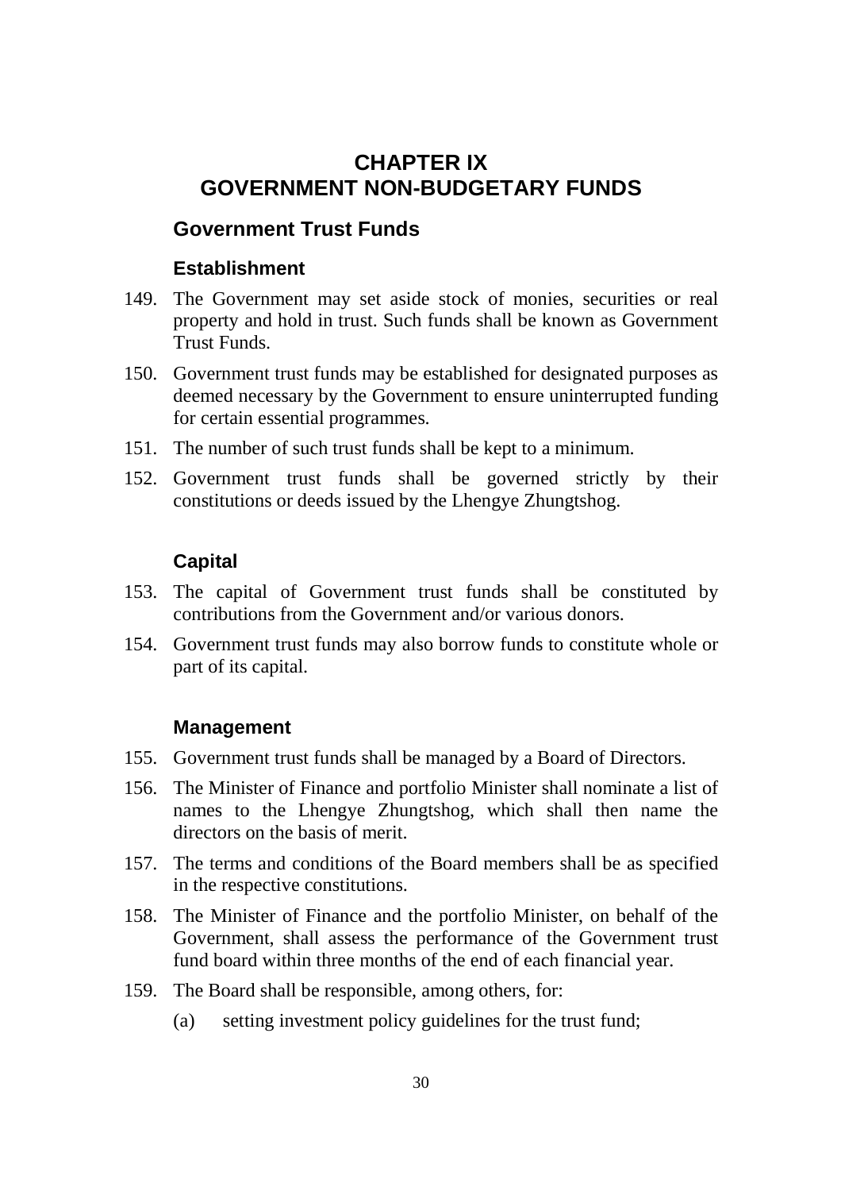# CHAPTER IX
# GOVERNMENT NON-BUDGETARY FUNDS

## Government Trust Funds

### Establishment

149. The Government may set aside stock of monies, securities or real property and hold in trust. Such funds shall be known as Government Trust Funds.

150. Government trust funds may be established for designated purposes as deemed necessary by the Government to ensure uninterrupted funding for certain essential programmes.

151. The number of such trust funds shall be kept to a minimum.

152. Government trust funds shall be governed strictly by their constitutions or deeds issued by the Lhengye Zhungtshog.

### Capital

153. The capital of Government trust funds shall be constituted by contributions from the Government and/or various donors.

154. Government trust funds may also borrow funds to constitute whole or part of its capital.

### Management

155. Government trust funds shall be managed by a Board of Directors.

156. The Minister of Finance and portfolio Minister shall nominate a list of names to the Lhengye Zhungtshog, which shall then name the directors on the basis of merit.

157. The terms and conditions of the Board members shall be as specified in the respective constitutions.

158. The Minister of Finance and the portfolio Minister, on behalf of the Government, shall assess the performance of the Government trust fund board within three months of the end of each financial year.

159. The Board shall be responsible, among others, for:

    (a) setting investment policy guidelines for the trust fund;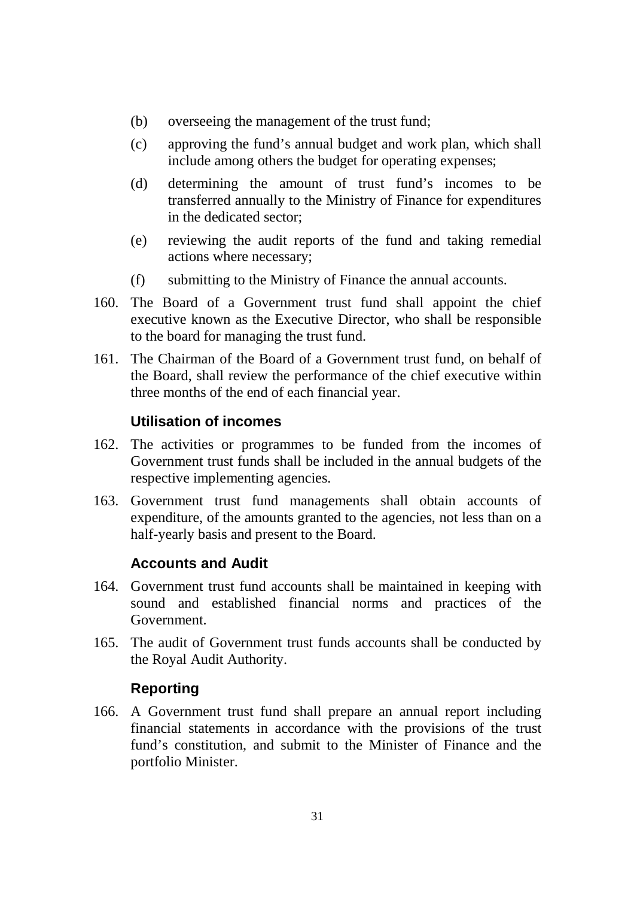(b) overseeing the management of the trust fund;

(c) approving the fund's annual budget and work plan, which shall include among others the budget for operating expenses;

(d) determining the amount of trust fund's incomes to be transferred annually to the Ministry of Finance for expenditures in the dedicated sector;

(e) reviewing the audit reports of the fund and taking remedial actions where necessary;

(f) submitting to the Ministry of Finance the annual accounts.

160. The Board of a Government trust fund shall appoint the chief executive known as the Executive Director, who shall be responsible to the board for managing the trust fund.

161. The Chairman of the Board of a Government trust fund, on behalf of the Board, shall review the performance of the chief executive within three months of the end of each financial year.

### Utilisation of incomes

162. The activities or programmes to be funded from the incomes of Government trust funds shall be included in the annual budgets of the respective implementing agencies.

163. Government trust fund managements shall obtain accounts of expenditure, of the amounts granted to the agencies, not less than on a half-yearly basis and present to the Board.

### Accounts and Audit

164. Government trust fund accounts shall be maintained in keeping with sound and established financial norms and practices of the Government.

165. The audit of Government trust funds accounts shall be conducted by the Royal Audit Authority.

### Reporting

166. A Government trust fund shall prepare an annual report including financial statements in accordance with the provisions of the trust fund's constitution, and submit to the Minister of Finance and the portfolio Minister.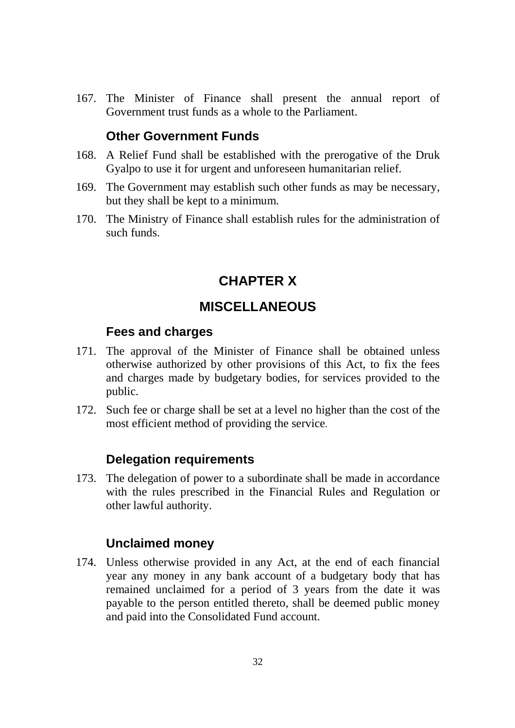167. The Minister of Finance shall present the annual report of Government trust funds as a whole to the Parliament.

### Other Government Funds

168. A Relief Fund shall be established with the prerogative of the Druk Gyalpo to use it for urgent and unforeseen humanitarian relief.

169. The Government may establish such other funds as may be necessary, but they shall be kept to a minimum.

170. The Ministry of Finance shall establish rules for the administration of such funds.

## CHAPTER X

## MISCELLANEOUS

### Fees and charges

171. The approval of the Minister of Finance shall be obtained unless otherwise authorized by other provisions of this Act, to fix the fees and charges made by budgetary bodies, for services provided to the public.

172. Such fee or charge shall be set at a level no higher than the cost of the most efficient method of providing the service.

### Delegation requirements

173. The delegation of power to a subordinate shall be made in accordance with the rules prescribed in the Financial Rules and Regulation or other lawful authority.

### Unclaimed money

174. Unless otherwise provided in any Act, at the end of each financial year any money in any bank account of a budgetary body that has remained unclaimed for a period of 3 years from the date it was payable to the person entitled thereto, shall be deemed public money and paid into the Consolidated Fund account.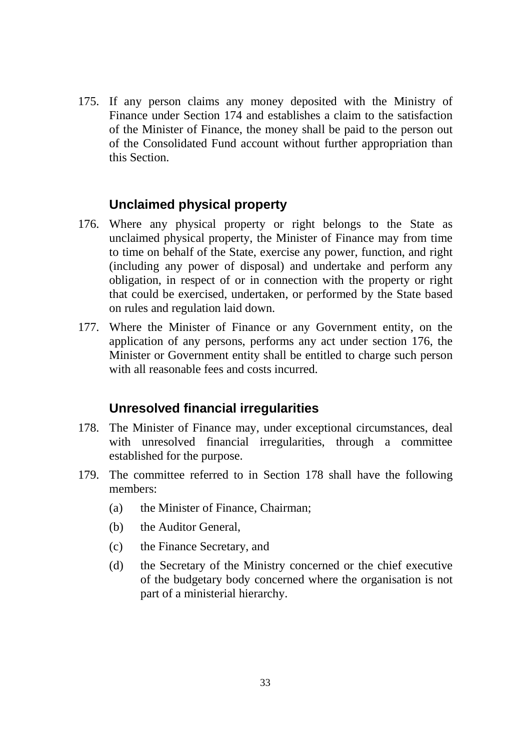175. If any person claims any money deposited with the Ministry of Finance under Section 174 and establishes a claim to the satisfaction of the Minister of Finance, the money shall be paid to the person out of the Consolidated Fund account without further appropriation than this Section.

### Unclaimed physical property

176. Where any physical property or right belongs to the State as unclaimed physical property, the Minister of Finance may from time to time on behalf of the State, exercise any power, function, and right (including any power of disposal) and undertake and perform any obligation, in respect of or in connection with the property or right that could be exercised, undertaken, or performed by the State based on rules and regulation laid down.

177. Where the Minister of Finance or any Government entity, on the application of any persons, performs any act under section 176, the Minister or Government entity shall be entitled to charge such person with all reasonable fees and costs incurred.

### Unresolved financial irregularities

178. The Minister of Finance may, under exceptional circumstances, deal with unresolved financial irregularities, through a committee established for the purpose.

179. The committee referred to in Section 178 shall have the following members:

    (a) the Minister of Finance, Chairman;

    (b) the Auditor General,

    (c) the Finance Secretary, and

    (d) the Secretary of the Ministry concerned or the chief executive of the budgetary body concerned where the organisation is not part of a ministerial hierarchy.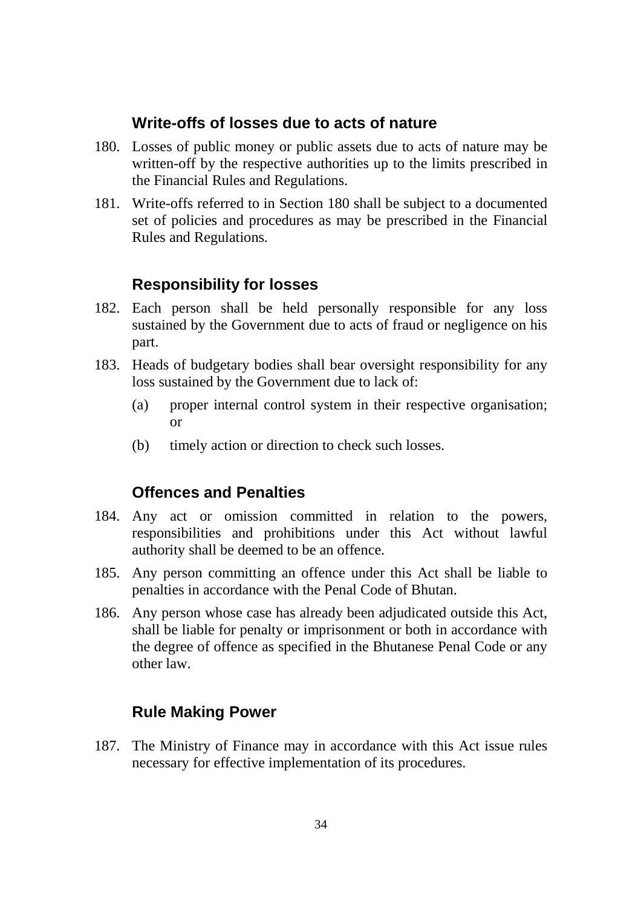### Write-offs of losses due to acts of nature

180. Losses of public money or public assets due to acts of nature may be written-off by the respective authorities up to the limits prescribed in the Financial Rules and Regulations.

181. Write-offs referred to in Section 180 shall be subject to a documented set of policies and procedures as may be prescribed in the Financial Rules and Regulations.

### Responsibility for losses

182. Each person shall be held personally responsible for any loss sustained by the Government due to acts of fraud or negligence on his part.

183. Heads of budgetary bodies shall bear oversight responsibility for any loss sustained by the Government due to lack of:

    (a) proper internal control system in their respective organisation; or

    (b) timely action or direction to check such losses.

### Offences and Penalties

184. Any act or omission committed in relation to the powers, responsibilities and prohibitions under this Act without lawful authority shall be deemed to be an offence.

185. Any person committing an offence under this Act shall be liable to penalties in accordance with the Penal Code of Bhutan.

186. Any person whose case has already been adjudicated outside this Act, shall be liable for penalty or imprisonment or both in accordance with the degree of offence as specified in the Bhutanese Penal Code or any other law.

### Rule Making Power

187. The Ministry of Finance may in accordance with this Act issue rules necessary for effective implementation of its procedures.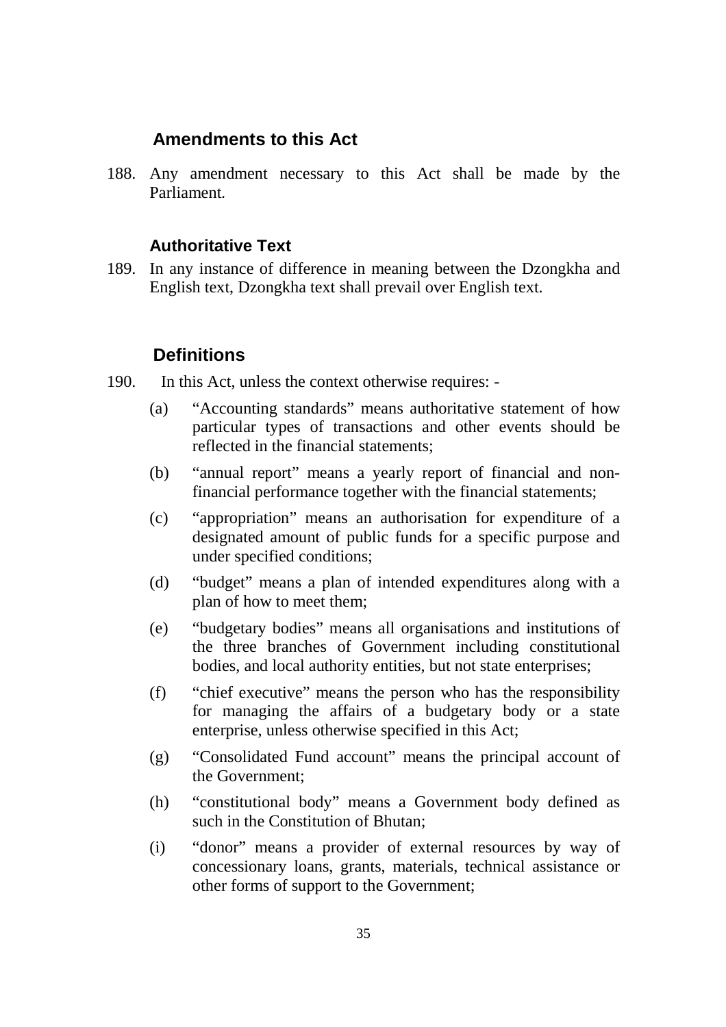## Amendments to this Act

188. Any amendment necessary to this Act shall be made by the Parliament.

### Authoritative Text

189. In any instance of difference in meaning between the Dzongkha and English text, Dzongkha text shall prevail over English text.

## Definitions

190. In this Act, unless the context otherwise requires: -

   (a) "Accounting standards" means authoritative statement of how particular types of transactions and other events should be reflected in the financial statements;

   (b) "annual report" means a yearly report of financial and non-financial performance together with the financial statements;

   (c) "appropriation" means an authorisation for expenditure of a designated amount of public funds for a specific purpose and under specified conditions;

   (d) "budget" means a plan of intended expenditures along with a plan of how to meet them;

   (e) "budgetary bodies" means all organisations and institutions of the three branches of Government including constitutional bodies, and local authority entities, but not state enterprises;

   (f) "chief executive" means the person who has the responsibility for managing the affairs of a budgetary body or a state enterprise, unless otherwise specified in this Act;

   (g) "Consolidated Fund account" means the principal account of the Government;

   (h) "constitutional body" means a Government body defined as such in the Constitution of Bhutan;

   (i) "donor" means a provider of external resources by way of concessionary loans, grants, materials, technical assistance or other forms of support to the Government;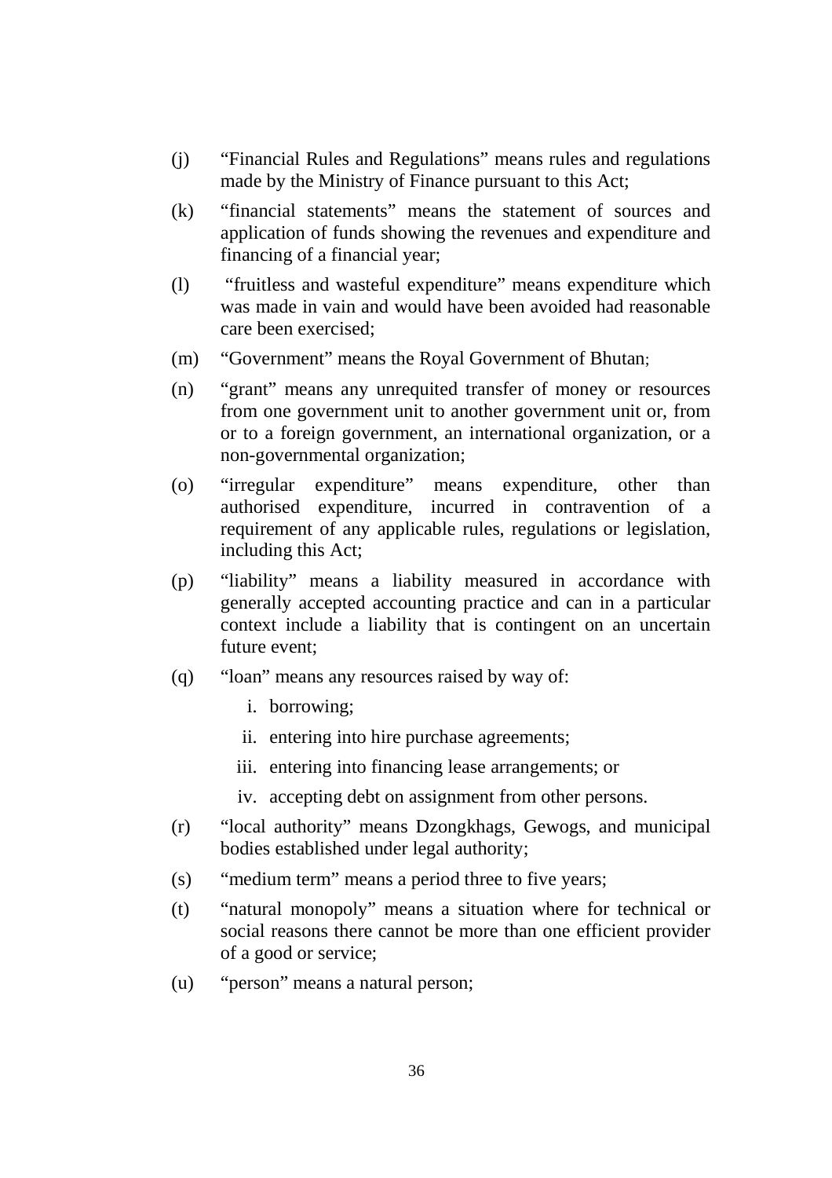(j) "Financial Rules and Regulations" means rules and regulations made by the Ministry of Finance pursuant to this Act;

(k) "financial statements" means the statement of sources and application of funds showing the revenues and expenditure and financing of a financial year;

(l) "fruitless and wasteful expenditure" means expenditure which was made in vain and would have been avoided had reasonable care been exercised;

(m) "Government" means the Royal Government of Bhutan;

(n) "grant" means any unrequited transfer of money or resources from one government unit to another government unit or, from or to a foreign government, an international organization, or a non-governmental organization;

(o) "irregular expenditure" means expenditure, other than authorised expenditure, incurred in contravention of a requirement of any applicable rules, regulations or legislation, including this Act;

(p) "liability" means a liability measured in accordance with generally accepted accounting practice and can in a particular context include a liability that is contingent on an uncertain future event;

(q) "loan" means any resources raised by way of:

   i. borrowing;

   ii. entering into hire purchase agreements;

   iii. entering into financing lease arrangements; or

   iv. accepting debt on assignment from other persons.

(r) "local authority" means Dzongkhags, Gewogs, and municipal bodies established under legal authority;

(s) "medium term" means a period three to five years;

(t) "natural monopoly" means a situation where for technical or social reasons there cannot be more than one efficient provider of a good or service;

(u) "person" means a natural person;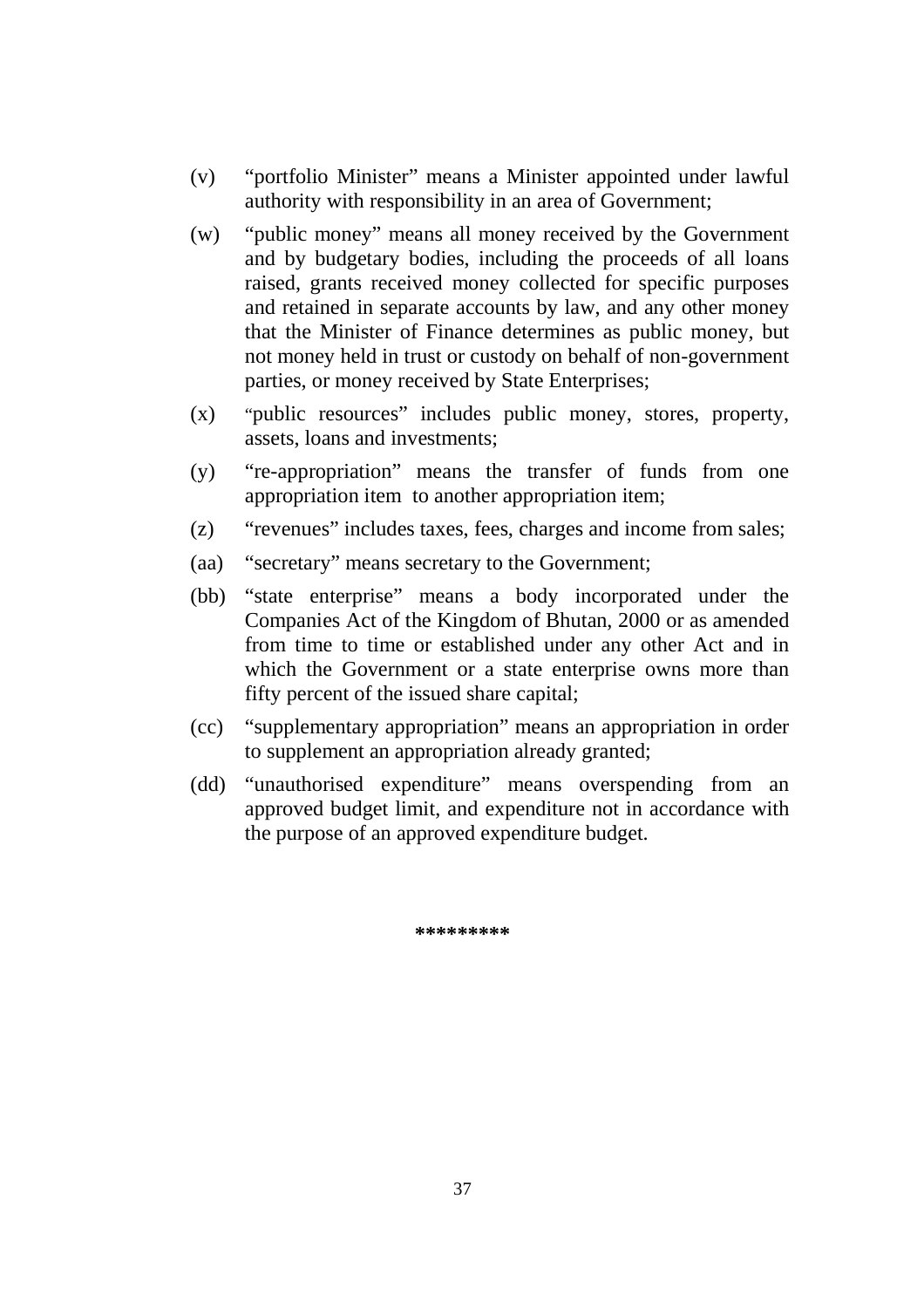(v) "portfolio Minister" means a Minister appointed under lawful authority with responsibility in an area of Government;

(w) "public money" means all money received by the Government and by budgetary bodies, including the proceeds of all loans raised, grants received money collected for specific purposes and retained in separate accounts by law, and any other money that the Minister of Finance determines as public money, but not money held in trust or custody on behalf of non-government parties, or money received by State Enterprises;

(x) "public resources" includes public money, stores, property, assets, loans and investments;

(y) "re-appropriation" means the transfer of funds from one appropriation item to another appropriation item;

(z) "revenues" includes taxes, fees, charges and income from sales;

(aa) "secretary" means secretary to the Government;

(bb) "state enterprise" means a body incorporated under the Companies Act of the Kingdom of Bhutan, 2000 or as amended from time to time or established under any other Act and in which the Government or a state enterprise owns more than fifty percent of the issued share capital;

(cc) "supplementary appropriation" means an appropriation in order to supplement an appropriation already granted;

(dd) "unauthorised expenditure" means overspending from an approved budget limit, and expenditure not in accordance with the purpose of an approved expenditure budget.

*********